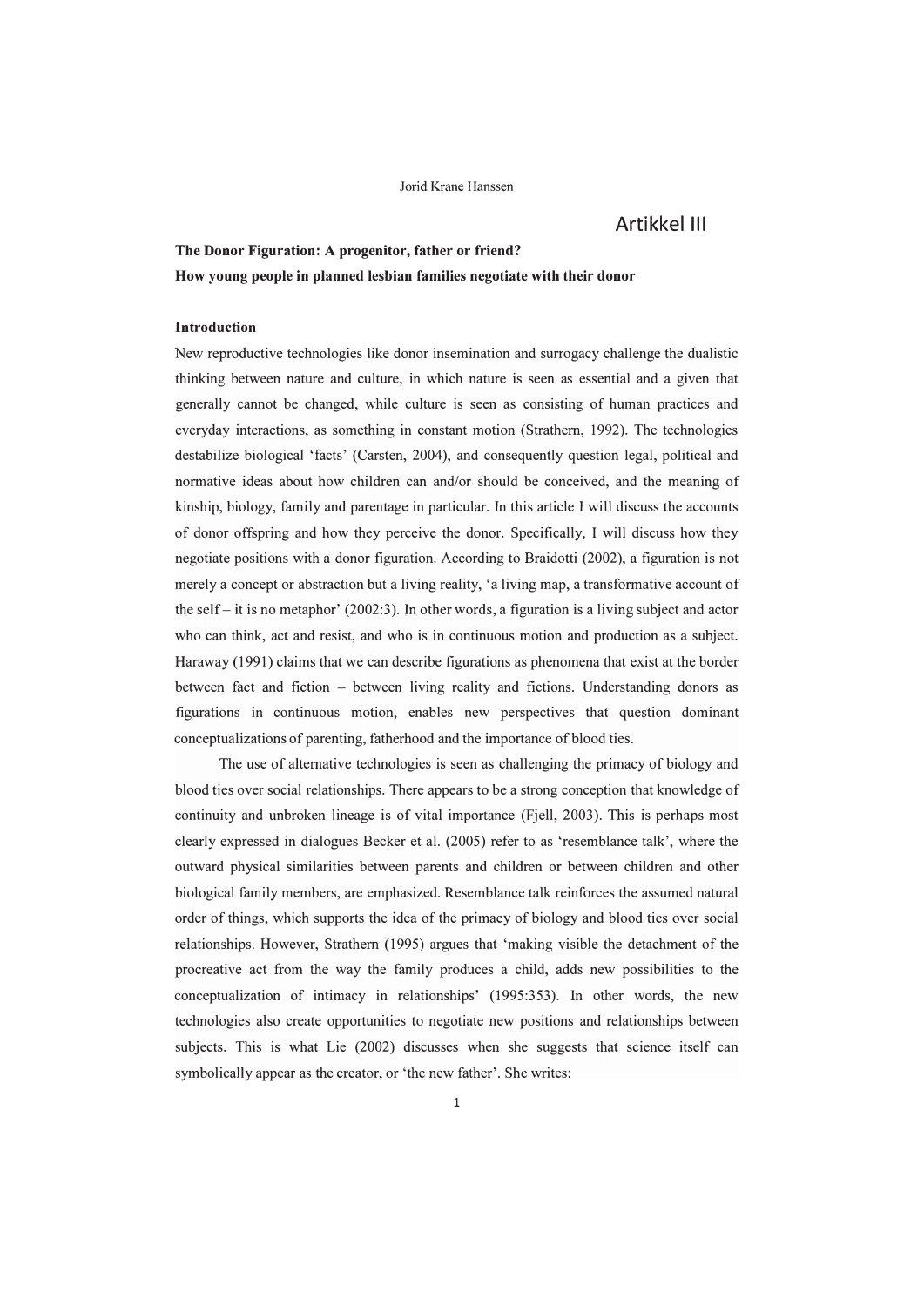Jorid Krane Hanssen

Artikkel III

**The Donor Figuration: A progenitor, father or friend?**
**How young people in planned lesbian families negotiate with their donor**

## Introduction

New reproductive technologies like donor insemination and surrogacy challenge the dualistic thinking between nature and culture, in which nature is seen as essential and a given that generally cannot be changed, while culture is seen as consisting of human practices and everyday interactions, as something in constant motion (Strathern, 1992). The technologies destabilize biological 'facts' (Carsten, 2004), and consequently question legal, political and normative ideas about how children can and/or should be conceived, and the meaning of kinship, biology, family and parentage in particular. In this article I will discuss the accounts of donor offspring and how they perceive the donor. Specifically, I will discuss how they negotiate positions with a donor figuration. According to Braidotti (2002), a figuration is not merely a concept or abstraction but a living reality, 'a living map, a transformative account of the self – it is no metaphor' (2002:3). In other words, a figuration is a living subject and actor who can think, act and resist, and who is in continuous motion and production as a subject. Haraway (1991) claims that we can describe figurations as phenomena that exist at the border between fact and fiction – between living reality and fictions. Understanding donors as figurations in continuous motion, enables new perspectives that question dominant conceptualizations of parenting, fatherhood and the importance of blood ties.

The use of alternative technologies is seen as challenging the primacy of biology and blood ties over social relationships. There appears to be a strong conception that knowledge of continuity and unbroken lineage is of vital importance (Fjell, 2003). This is perhaps most clearly expressed in dialogues Becker et al. (2005) refer to as 'resemblance talk', where the outward physical similarities between parents and children or between children and other biological family members, are emphasized. Resemblance talk reinforces the assumed natural order of things, which supports the idea of the primacy of biology and blood ties over social relationships. However, Strathern (1995) argues that 'making visible the detachment of the procreative act from the way the family produces a child, adds new possibilities to the conceptualization of intimacy in relationships' (1995:353). In other words, the new technologies also create opportunities to negotiate new positions and relationships between subjects. This is what Lie (2002) discusses when she suggests that science itself can symbolically appear as the creator, or 'the new father'. She writes: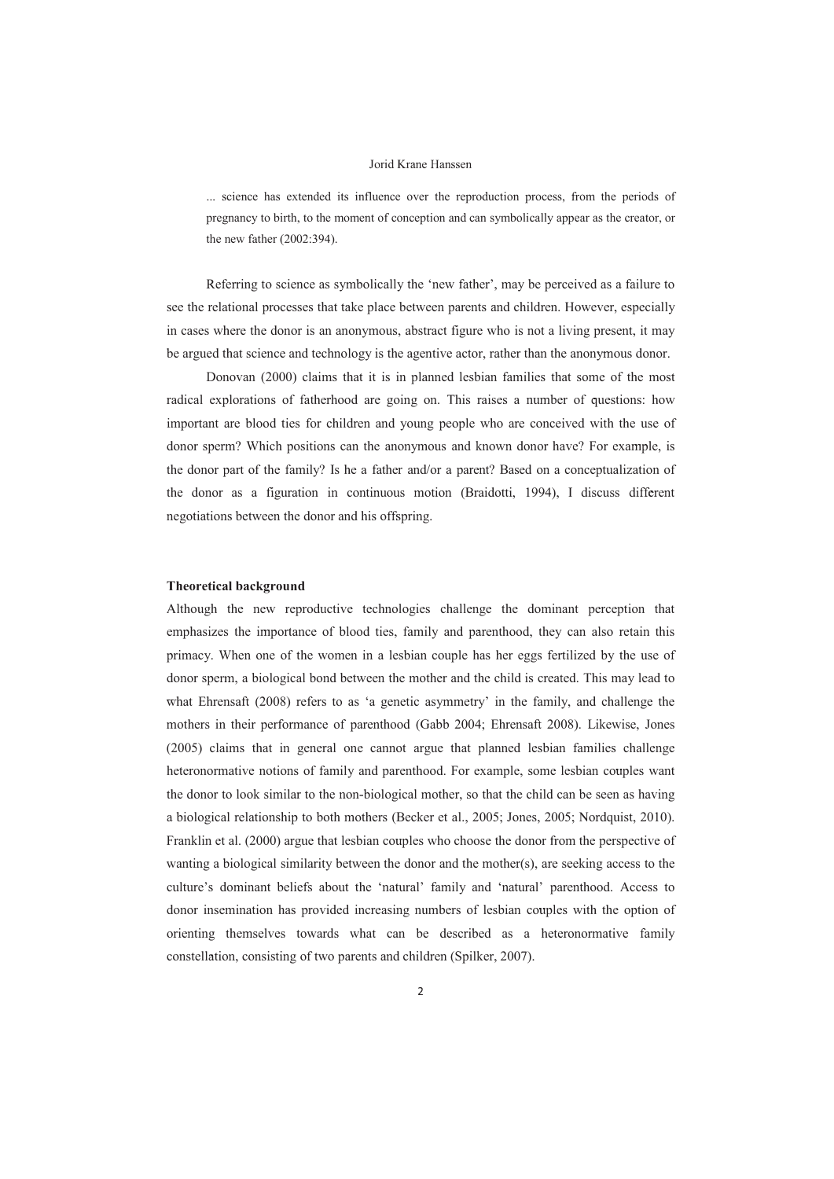> ... science has extended its influence over the reproduction process, from the periods of pregnancy to birth, to the moment of conception and can symbolically appear as the creator, or the new father (2002:394).

Referring to science as symbolically the 'new father', may be perceived as a failure to see the relational processes that take place between parents and children. However, especially in cases where the donor is an anonymous, abstract figure who is not a living present, it may be argued that science and technology is the agentive actor, rather than the anonymous donor.

Donovan (2000) claims that it is in planned lesbian families that some of the most radical explorations of fatherhood are going on. This raises a number of questions: how important are blood ties for children and young people who are conceived with the use of donor sperm? Which positions can the anonymous and known donor have? For example, is the donor part of the family? Is he a father and/or a parent? Based on a conceptualization of the donor as a figuration in continuous motion (Braidotti, 1994), I discuss different negotiations between the donor and his offspring.

**Theoretical background**

Although the new reproductive technologies challenge the dominant perception that emphasizes the importance of blood ties, family and parenthood, they can also retain this primacy. When one of the women in a lesbian couple has her eggs fertilized by the use of donor sperm, a biological bond between the mother and the child is created. This may lead to what Ehrensaft (2008) refers to as 'a genetic asymmetry' in the family, and challenge the mothers in their performance of parenthood (Gabb 2004; Ehrensaft 2008). Likewise, Jones (2005) claims that in general one cannot argue that planned lesbian families challenge heteronormative notions of family and parenthood. For example, some lesbian couples want the donor to look similar to the non-biological mother, so that the child can be seen as having a biological relationship to both mothers (Becker et al., 2005; Jones, 2005; Nordquist, 2010). Franklin et al. (2000) argue that lesbian couples who choose the donor from the perspective of wanting a biological similarity between the donor and the mother(s), are seeking access to the culture's dominant beliefs about the 'natural' family and 'natural' parenthood. Access to donor insemination has provided increasing numbers of lesbian couples with the option of orienting themselves towards what can be described as a heteronormative family constellation, consisting of two parents and children (Spilker, 2007).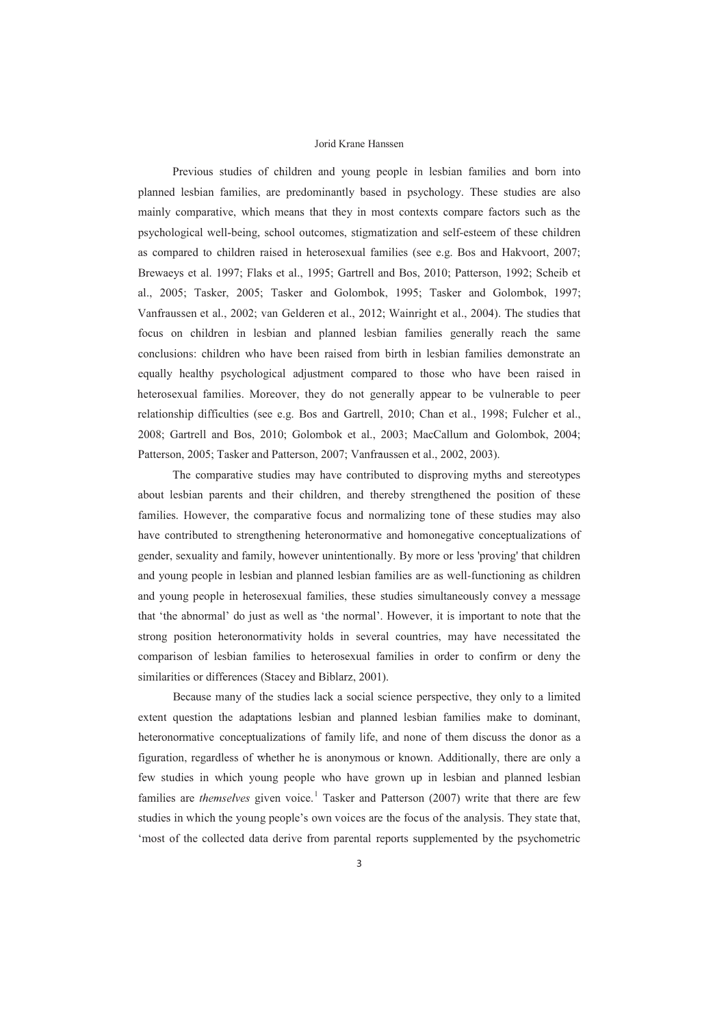Previous studies of children and young people in lesbian families and born into planned lesbian families, are predominantly based in psychology. These studies are also mainly comparative, which means that they in most contexts compare factors such as the psychological well-being, school outcomes, stigmatization and self-esteem of these children as compared to children raised in heterosexual families (see e.g. Bos and Hakvoort, 2007; Brewaeys et al. 1997; Flaks et al., 1995; Gartrell and Bos, 2010; Patterson, 1992; Scheib et al., 2005; Tasker, 2005; Tasker and Golombok, 1995; Tasker and Golombok, 1997; Vanfraussen et al., 2002; van Gelderen et al., 2012; Wainright et al., 2004). The studies that focus on children in lesbian and planned lesbian families generally reach the same conclusions: children who have been raised from birth in lesbian families demonstrate an equally healthy psychological adjustment compared to those who have been raised in heterosexual families. Moreover, they do not generally appear to be vulnerable to peer relationship difficulties (see e.g. Bos and Gartrell, 2010; Chan et al., 1998; Fulcher et al., 2008; Gartrell and Bos, 2010; Golombok et al., 2003; MacCallum and Golombok, 2004; Patterson, 2005; Tasker and Patterson, 2007; Vanfraussen et al., 2002, 2003).

The comparative studies may have contributed to disproving myths and stereotypes about lesbian parents and their children, and thereby strengthened the position of these families. However, the comparative focus and normalizing tone of these studies may also have contributed to strengthening heteronormative and homonegative conceptualizations of gender, sexuality and family, however unintentionally. By more or less 'proving' that children and young people in lesbian and planned lesbian families are as well-functioning as children and young people in heterosexual families, these studies simultaneously convey a message that 'the abnormal' do just as well as 'the normal'. However, it is important to note that the strong position heteronormativity holds in several countries, may have necessitated the comparison of lesbian families to heterosexual families in order to confirm or deny the similarities or differences (Stacey and Biblarz, 2001).

Because many of the studies lack a social science perspective, they only to a limited extent question the adaptations lesbian and planned lesbian families make to dominant, heteronormative conceptualizations of family life, and none of them discuss the donor as a figuration, regardless of whether he is anonymous or known. Additionally, there are only a few studies in which young people who have grown up in lesbian and planned lesbian families are *themselves* given voice.[1] Tasker and Patterson (2007) write that there are few studies in which the young people's own voices are the focus of the analysis. They state that, 'most of the collected data derive from parental reports supplemented by the psychometric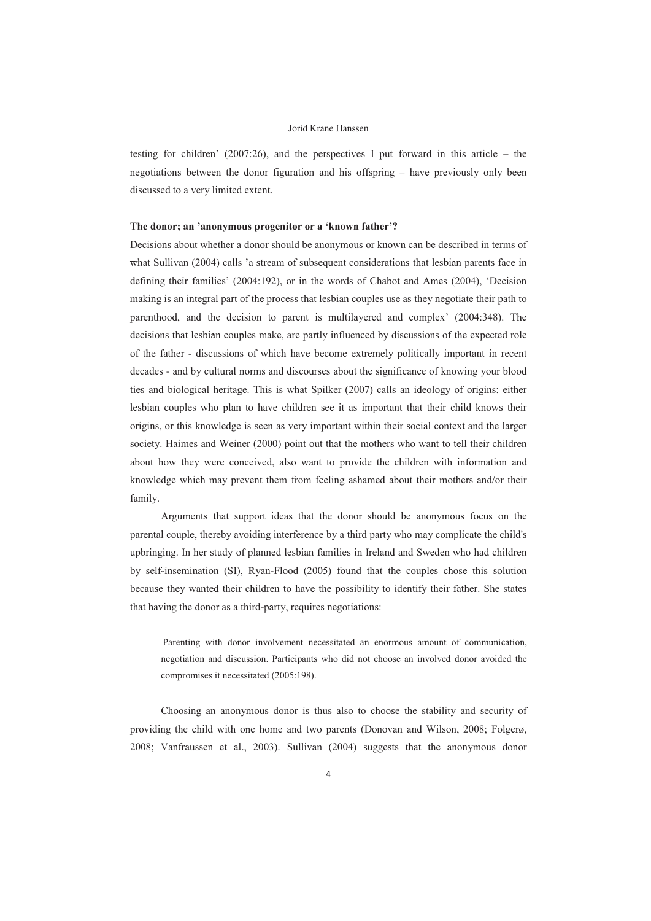testing for children' (2007:26), and the perspectives I put forward in this article – the negotiations between the donor figuration and his offspring – have previously only been discussed to a very limited extent.

**The donor; an 'anonymous progenitor or a 'known father'?**

Decisions about whether a donor should be anonymous or known can be described in terms of what Sullivan (2004) calls 'a stream of subsequent considerations that lesbian parents face in defining their families' (2004:192), or in the words of Chabot and Ames (2004), 'Decision making is an integral part of the process that lesbian couples use as they negotiate their path to parenthood, and the decision to parent is multilayered and complex' (2004:348). The decisions that lesbian couples make, are partly influenced by discussions of the expected role of the father - discussions of which have become extremely politically important in recent decades - and by cultural norms and discourses about the significance of knowing your blood ties and biological heritage. This is what Spilker (2007) calls an ideology of origins: either lesbian couples who plan to have children see it as important that their child knows their origins, or this knowledge is seen as very important within their social context and the larger society. Haimes and Weiner (2000) point out that the mothers who want to tell their children about how they were conceived, also want to provide the children with information and knowledge which may prevent them from feeling ashamed about their mothers and/or their family.

Arguments that support ideas that the donor should be anonymous focus on the parental couple, thereby avoiding interference by a third party who may complicate the child's upbringing. In her study of planned lesbian families in Ireland and Sweden who had children by self-insemination (SI), Ryan-Flood (2005) found that the couples chose this solution because they wanted their children to have the possibility to identify their father. She states that having the donor as a third-party, requires negotiations:

> Parenting with donor involvement necessitated an enormous amount of communication, negotiation and discussion. Participants who did not choose an involved donor avoided the compromises it necessitated (2005:198).

Choosing an anonymous donor is thus also to choose the stability and security of providing the child with one home and two parents (Donovan and Wilson, 2008; Folgerø, 2008; Vanfraussen et al., 2003). Sullivan (2004) suggests that the anonymous donor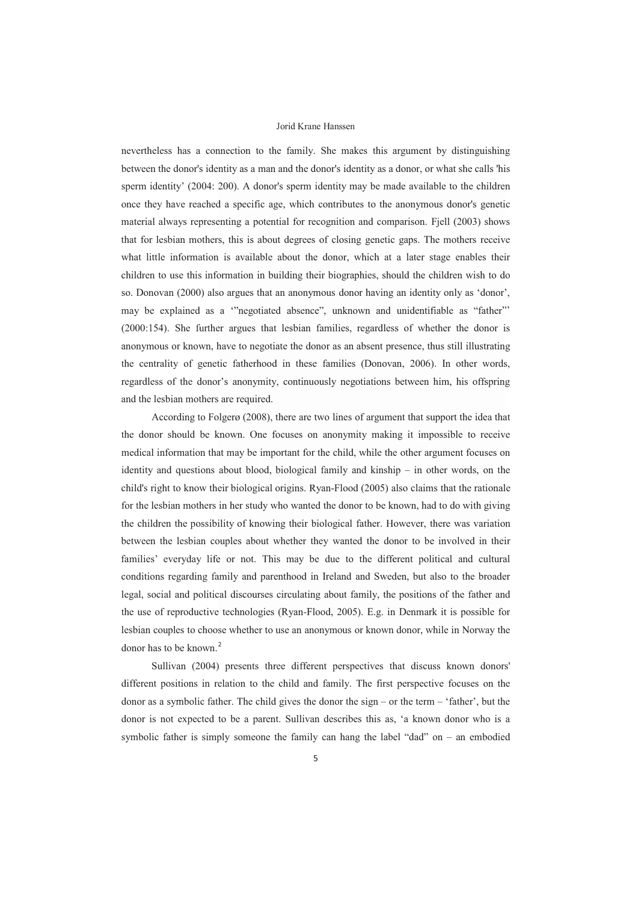nevertheless has a connection to the family. She makes this argument by distinguishing between the donor's identity as a man and the donor's identity as a donor, or what she calls 'his sperm identity' (2004: 200). A donor's sperm identity may be made available to the children once they have reached a specific age, which contributes to the anonymous donor's genetic material always representing a potential for recognition and comparison. Fjell (2003) shows that for lesbian mothers, this is about degrees of closing genetic gaps. The mothers receive what little information is available about the donor, which at a later stage enables their children to use this information in building their biographies, should the children wish to do so. Donovan (2000) also argues that an anonymous donor having an identity only as 'donor', may be explained as a '"negotiated absence", unknown and unidentifiable as "father"' (2000:154). She further argues that lesbian families, regardless of whether the donor is anonymous or known, have to negotiate the donor as an absent presence, thus still illustrating the centrality of genetic fatherhood in these families (Donovan, 2006). In other words, regardless of the donor's anonymity, continuously negotiations between him, his offspring and the lesbian mothers are required.

According to Folgerø (2008), there are two lines of argument that support the idea that the donor should be known. One focuses on anonymity making it impossible to receive medical information that may be important for the child, while the other argument focuses on identity and questions about blood, biological family and kinship – in other words, on the child's right to know their biological origins. Ryan-Flood (2005) also claims that the rationale for the lesbian mothers in her study who wanted the donor to be known, had to do with giving the children the possibility of knowing their biological father. However, there was variation between the lesbian couples about whether they wanted the donor to be involved in their families' everyday life or not. This may be due to the different political and cultural conditions regarding family and parenthood in Ireland and Sweden, but also to the broader legal, social and political discourses circulating about family, the positions of the father and the use of reproductive technologies (Ryan-Flood, 2005). E.g. in Denmark it is possible for lesbian couples to choose whether to use an anonymous or known donor, while in Norway the donor has to be known.[2]

Sullivan (2004) presents three different perspectives that discuss known donors' different positions in relation to the child and family. The first perspective focuses on the donor as a symbolic father. The child gives the donor the sign – or the term – 'father', but the donor is not expected to be a parent. Sullivan describes this as, 'a known donor who is a symbolic father is simply someone the family can hang the label "dad" on – an embodied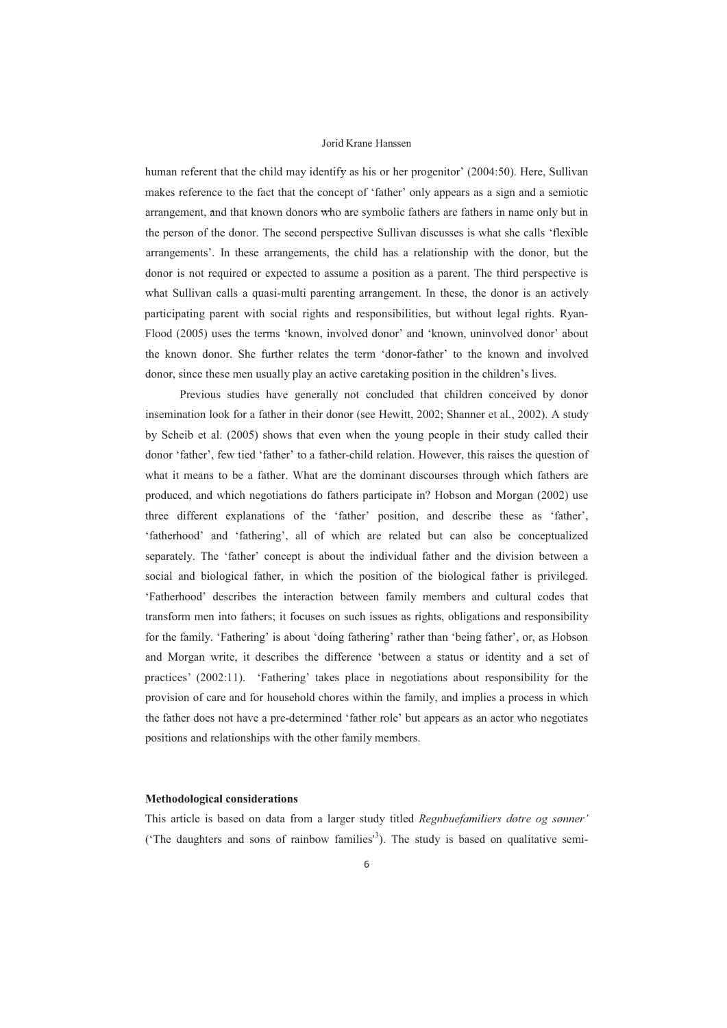human referent that the child may identify as his or her progenitor' (2004:50). Here, Sullivan makes reference to the fact that the concept of 'father' only appears as a sign and a semiotic arrangement, and that known donors who are symbolic fathers are fathers in name only but in the person of the donor. The second perspective Sullivan discusses is what she calls 'flexible arrangements'. In these arrangements, the child has a relationship with the donor, but the donor is not required or expected to assume a position as a parent. The third perspective is what Sullivan calls a quasi-multi parenting arrangement. In these, the donor is an actively participating parent with social rights and responsibilities, but without legal rights. Ryan-Flood (2005) uses the terms 'known, involved donor' and 'known, uninvolved donor' about the known donor. She further relates the term 'donor-father' to the known and involved donor, since these men usually play an active caretaking position in the children's lives.

Previous studies have generally not concluded that children conceived by donor insemination look for a father in their donor (see Hewitt, 2002; Shanner et al., 2002). A study by Scheib et al. (2005) shows that even when the young people in their study called their donor 'father', few tied 'father' to a father-child relation. However, this raises the question of what it means to be a father. What are the dominant discourses through which fathers are produced, and which negotiations do fathers participate in? Hobson and Morgan (2002) use three different explanations of the 'father' position, and describe these as 'father', 'fatherhood' and 'fathering', all of which are related but can also be conceptualized separately. The 'father' concept is about the individual father and the division between a social and biological father, in which the position of the biological father is privileged. 'Fatherhood' describes the interaction between family members and cultural codes that transform men into fathers; it focuses on such issues as rights, obligations and responsibility for the family. 'Fathering' is about 'doing fathering' rather than 'being father', or, as Hobson and Morgan write, it describes the difference 'between a status or identity and a set of practices' (2002:11). 'Fathering' takes place in negotiations about responsibility for the provision of care and for household chores within the family, and implies a process in which the father does not have a pre-determined 'father role' but appears as an actor who negotiates positions and relationships with the other family members.

**Methodological considerations**

This article is based on data from a larger study titled *Regnbuefamiliers døtre og sønner'* ('The daughters and sons of rainbow families'[3]). The study is based on qualitative semi-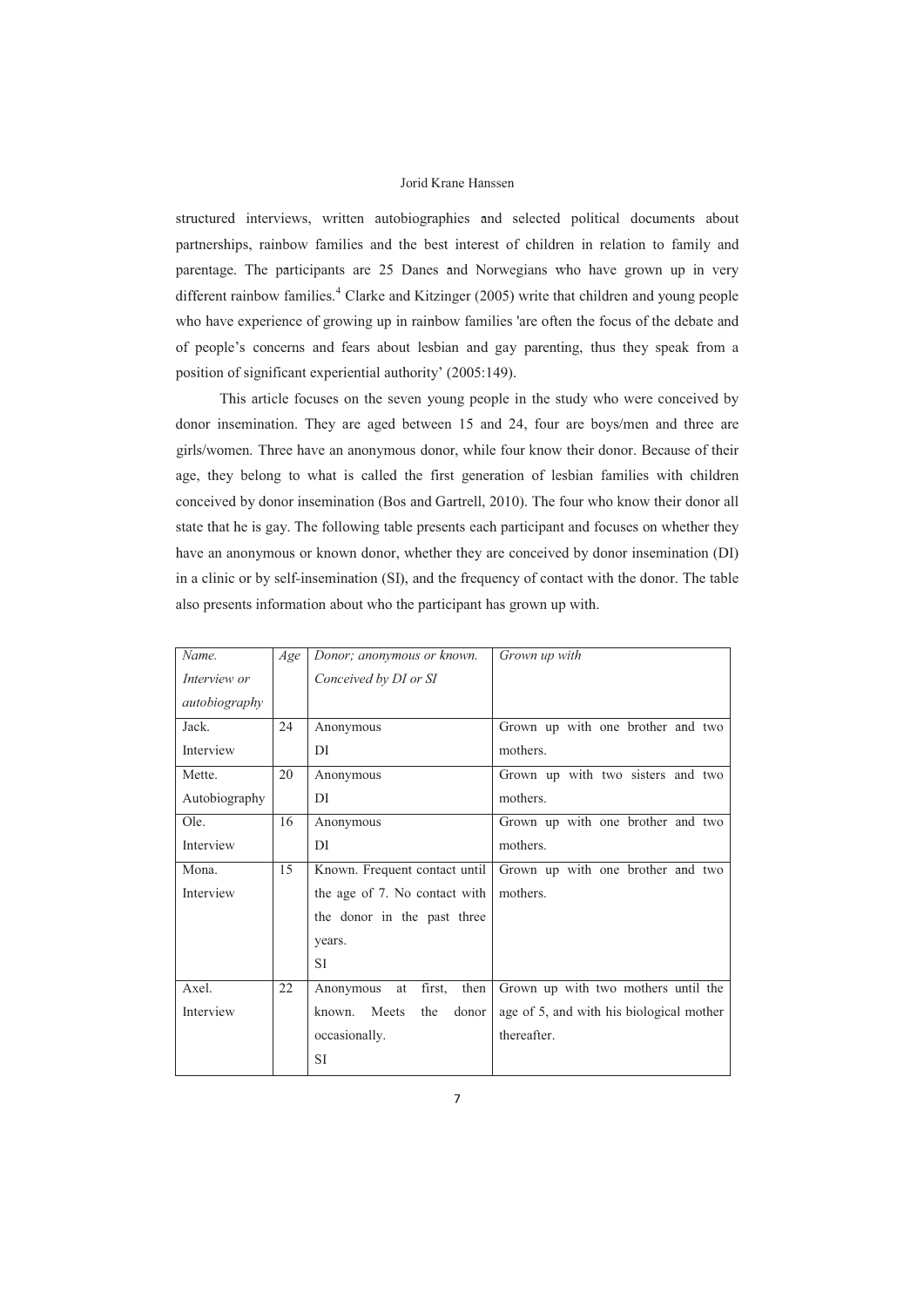structured interviews, written autobiographies and selected political documents about partnerships, rainbow families and the best interest of children in relation to family and parentage. The participants are 25 Danes and Norwegians who have grown up in very different rainbow families.[4] Clarke and Kitzinger (2005) write that children and young people who have experience of growing up in rainbow families 'are often the focus of the debate and of people's concerns and fears about lesbian and gay parenting, thus they speak from a position of significant experiential authority' (2005:149).

This article focuses on the seven young people in the study who were conceived by donor insemination. They are aged between 15 and 24, four are boys/men and three are girls/women. Three have an anonymous donor, while four know their donor. Because of their age, they belong to what is called the first generation of lesbian families with children conceived by donor insemination (Bos and Gartrell, 2010). The four who know their donor all state that he is gay. The following table presents each participant and focuses on whether they have an anonymous or known donor, whether they are conceived by donor insemination (DI) in a clinic or by self-insemination (SI), and the frequency of contact with the donor. The table also presents information about who the participant has grown up with.

| *Name. Interview or autobiography* | *Age* | *Donor; anonymous or known. Conceived by DI or SI* | *Grown up with* |
|---|---|---|---|
| Jack. Interview | 24 | Anonymous DI | Grown up with one brother and two mothers. |
| Mette. Autobiography | 20 | Anonymous DI | Grown up with two sisters and two mothers. |
| Ole. Interview | 16 | Anonymous DI | Grown up with one brother and two mothers. |
| Mona. Interview | 15 | Known. Frequent contact until the age of 7. No contact with the donor in the past three years. SI | Grown up with one brother and two mothers. |
| Axel. Interview | 22 | Anonymous at first, then known. Meets the donor occasionally. SI | Grown up with two mothers until the age of 5, and with his biological mother thereafter. |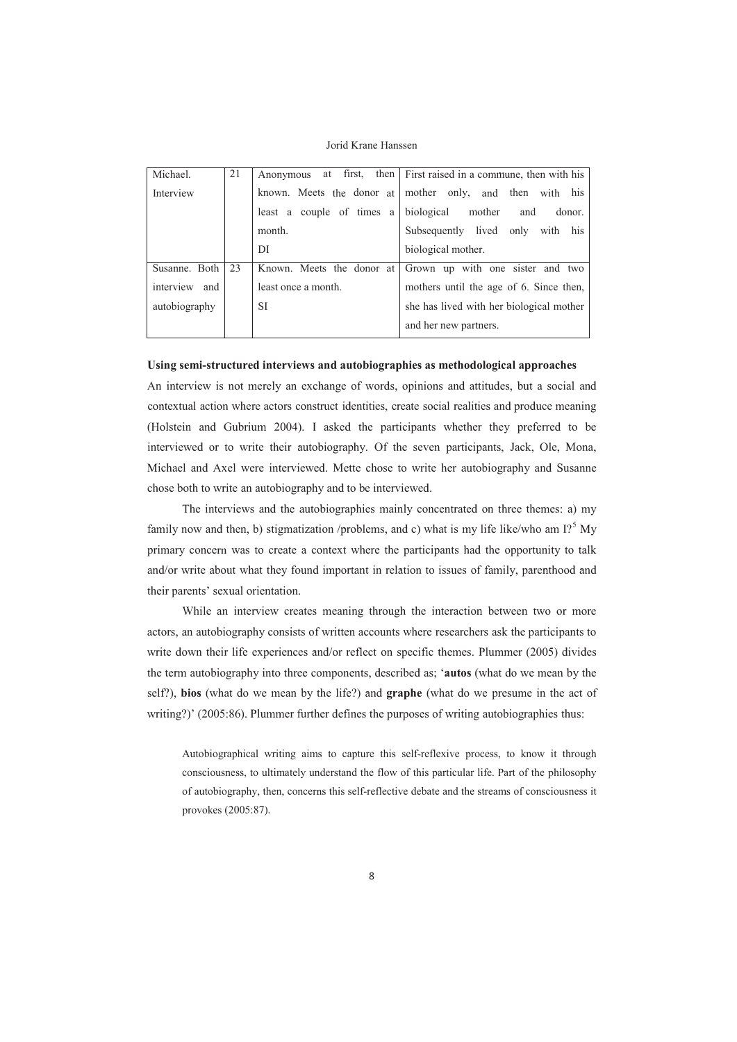| Michael. Interview | 21 | Anonymous at first, then known. Meets the donor at least a couple of times a month. DI | First raised in a commune, then with his mother only, and then with his biological mother and donor. Subsequently lived only with his biological mother. |
|---|---|---|---|
| Susanne. Both interview and autobiography | 23 | Known. Meets the donor at least once a month. SI | Grown up with one sister and two mothers until the age of 6. Since then, she has lived with her biological mother and her new partners. |

**Using semi-structured interviews and autobiographies as methodological approaches**

An interview is not merely an exchange of words, opinions and attitudes, but a social and contextual action where actors construct identities, create social realities and produce meaning (Holstein and Gubrium 2004). I asked the participants whether they preferred to be interviewed or to write their autobiography. Of the seven participants, Jack, Ole, Mona, Michael and Axel were interviewed. Mette chose to write her autobiography and Susanne chose both to write an autobiography and to be interviewed.

The interviews and the autobiographies mainly concentrated on three themes: a) my family now and then, b) stigmatization /problems, and c) what is my life like/who am I?[5] My primary concern was to create a context where the participants had the opportunity to talk and/or write about what they found important in relation to issues of family, parenthood and their parents' sexual orientation.

While an interview creates meaning through the interaction between two or more actors, an autobiography consists of written accounts where researchers ask the participants to write down their life experiences and/or reflect on specific themes. Plummer (2005) divides the term autobiography into three components, described as; '**autos** (what do we mean by the self?), **bios** (what do we mean by the life?) and **graphe** (what do we presume in the act of writing?)' (2005:86). Plummer further defines the purposes of writing autobiographies thus:

> Autobiographical writing aims to capture this self-reflexive process, to know it through consciousness, to ultimately understand the flow of this particular life. Part of the philosophy of autobiography, then, concerns this self-reflective debate and the streams of consciousness it provokes (2005:87).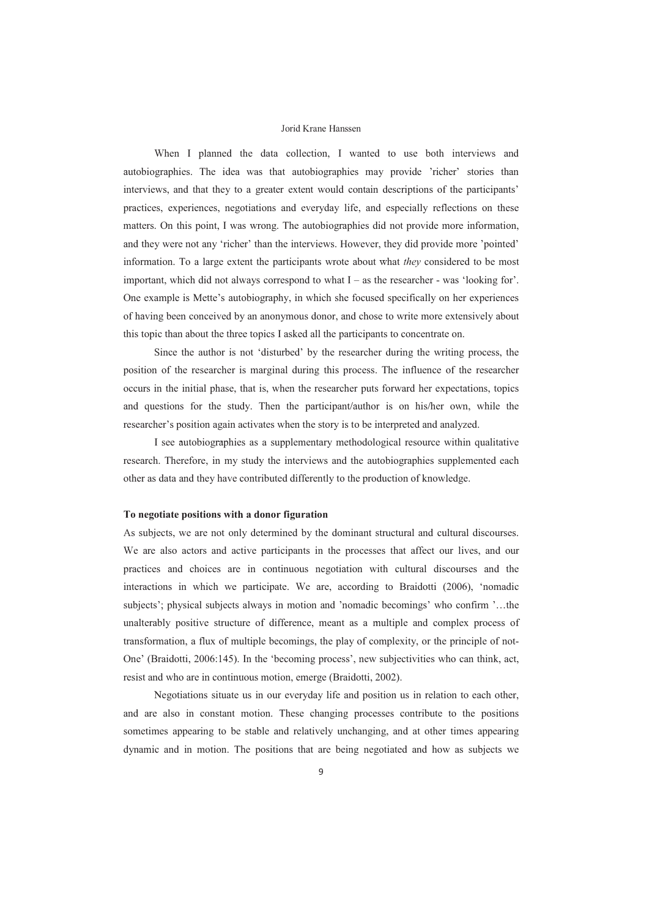When I planned the data collection, I wanted to use both interviews and autobiographies. The idea was that autobiographies may provide 'richer' stories than interviews, and that they to a greater extent would contain descriptions of the participants' practices, experiences, negotiations and everyday life, and especially reflections on these matters. On this point, I was wrong. The autobiographies did not provide more information, and they were not any 'richer' than the interviews. However, they did provide more 'pointed' information. To a large extent the participants wrote about what *they* considered to be most important, which did not always correspond to what I – as the researcher - was 'looking for'. One example is Mette's autobiography, in which she focused specifically on her experiences of having been conceived by an anonymous donor, and chose to write more extensively about this topic than about the three topics I asked all the participants to concentrate on.

Since the author is not 'disturbed' by the researcher during the writing process, the position of the researcher is marginal during this process. The influence of the researcher occurs in the initial phase, that is, when the researcher puts forward her expectations, topics and questions for the study. Then the participant/author is on his/her own, while the researcher's position again activates when the story is to be interpreted and analyzed.

I see autobiographies as a supplementary methodological resource within qualitative research. Therefore, in my study the interviews and the autobiographies supplemented each other as data and they have contributed differently to the production of knowledge.

**To negotiate positions with a donor figuration**

As subjects, we are not only determined by the dominant structural and cultural discourses. We are also actors and active participants in the processes that affect our lives, and our practices and choices are in continuous negotiation with cultural discourses and the interactions in which we participate. We are, according to Braidotti (2006), 'nomadic subjects'; physical subjects always in motion and 'nomadic becomings' who confirm '…the unalterably positive structure of difference, meant as a multiple and complex process of transformation, a flux of multiple becomings, the play of complexity, or the principle of not-One' (Braidotti, 2006:145). In the 'becoming process', new subjectivities who can think, act, resist and who are in continuous motion, emerge (Braidotti, 2002).

Negotiations situate us in our everyday life and position us in relation to each other, and are also in constant motion. These changing processes contribute to the positions sometimes appearing to be stable and relatively unchanging, and at other times appearing dynamic and in motion. The positions that are being negotiated and how as subjects we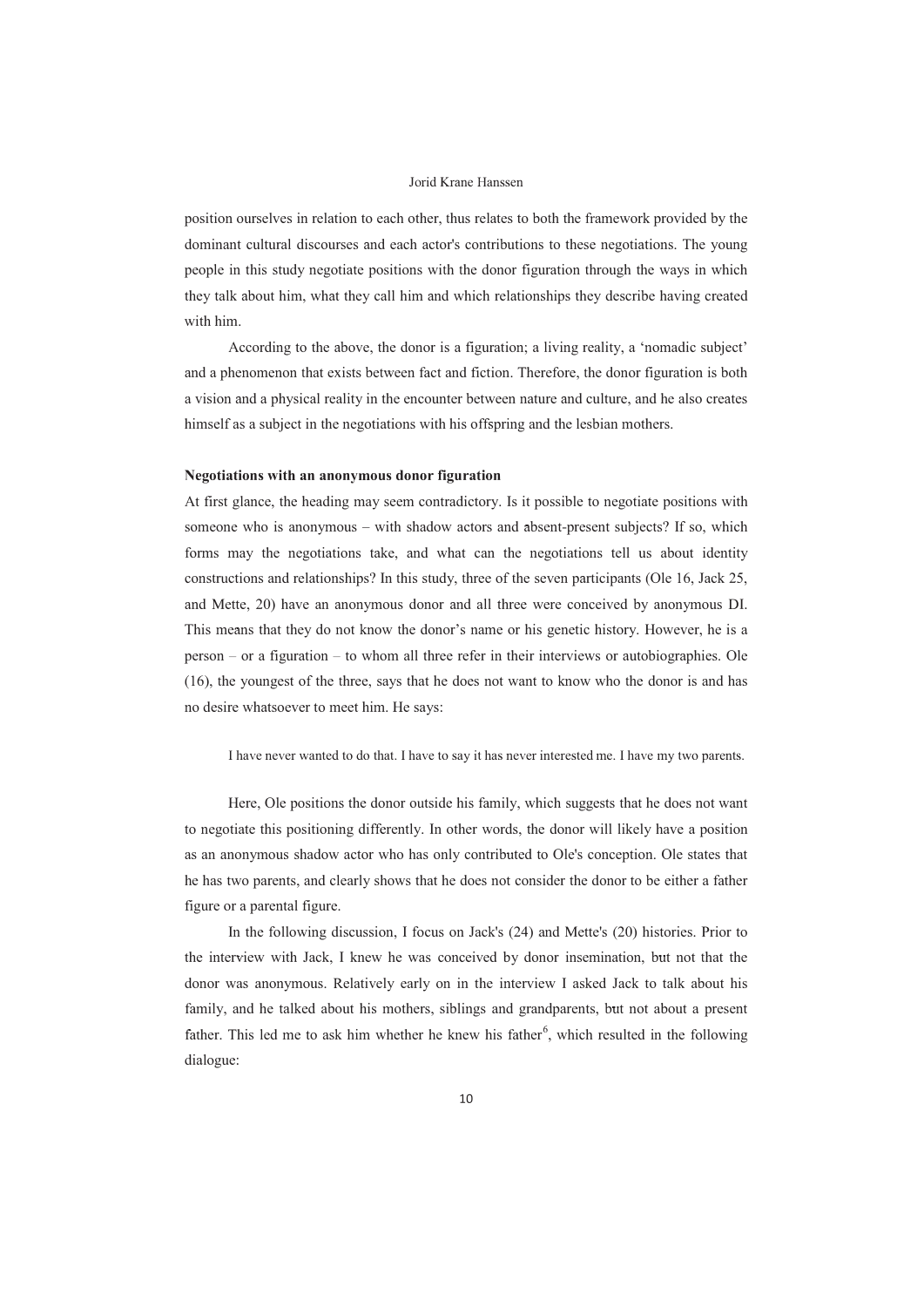position ourselves in relation to each other, thus relates to both the framework provided by the dominant cultural discourses and each actor's contributions to these negotiations. The young people in this study negotiate positions with the donor figuration through the ways in which they talk about him, what they call him and which relationships they describe having created with him.

According to the above, the donor is a figuration; a living reality, a 'nomadic subject' and a phenomenon that exists between fact and fiction. Therefore, the donor figuration is both a vision and a physical reality in the encounter between nature and culture, and he also creates himself as a subject in the negotiations with his offspring and the lesbian mothers.

**Negotiations with an anonymous donor figuration**

At first glance, the heading may seem contradictory. Is it possible to negotiate positions with someone who is anonymous – with shadow actors and absent-present subjects? If so, which forms may the negotiations take, and what can the negotiations tell us about identity constructions and relationships? In this study, three of the seven participants (Ole 16, Jack 25, and Mette, 20) have an anonymous donor and all three were conceived by anonymous DI. This means that they do not know the donor's name or his genetic history. However, he is a person – or a figuration – to whom all three refer in their interviews or autobiographies. Ole (16), the youngest of the three, says that he does not want to know who the donor is and has no desire whatsoever to meet him. He says:

> I have never wanted to do that. I have to say it has never interested me. I have my two parents.

Here, Ole positions the donor outside his family, which suggests that he does not want to negotiate this positioning differently. In other words, the donor will likely have a position as an anonymous shadow actor who has only contributed to Ole's conception. Ole states that he has two parents, and clearly shows that he does not consider the donor to be either a father figure or a parental figure.

In the following discussion, I focus on Jack's (24) and Mette's (20) histories. Prior to the interview with Jack, I knew he was conceived by donor insemination, but not that the donor was anonymous. Relatively early on in the interview I asked Jack to talk about his family, and he talked about his mothers, siblings and grandparents, but not about a present father. This led me to ask him whether he knew his father[6], which resulted in the following dialogue: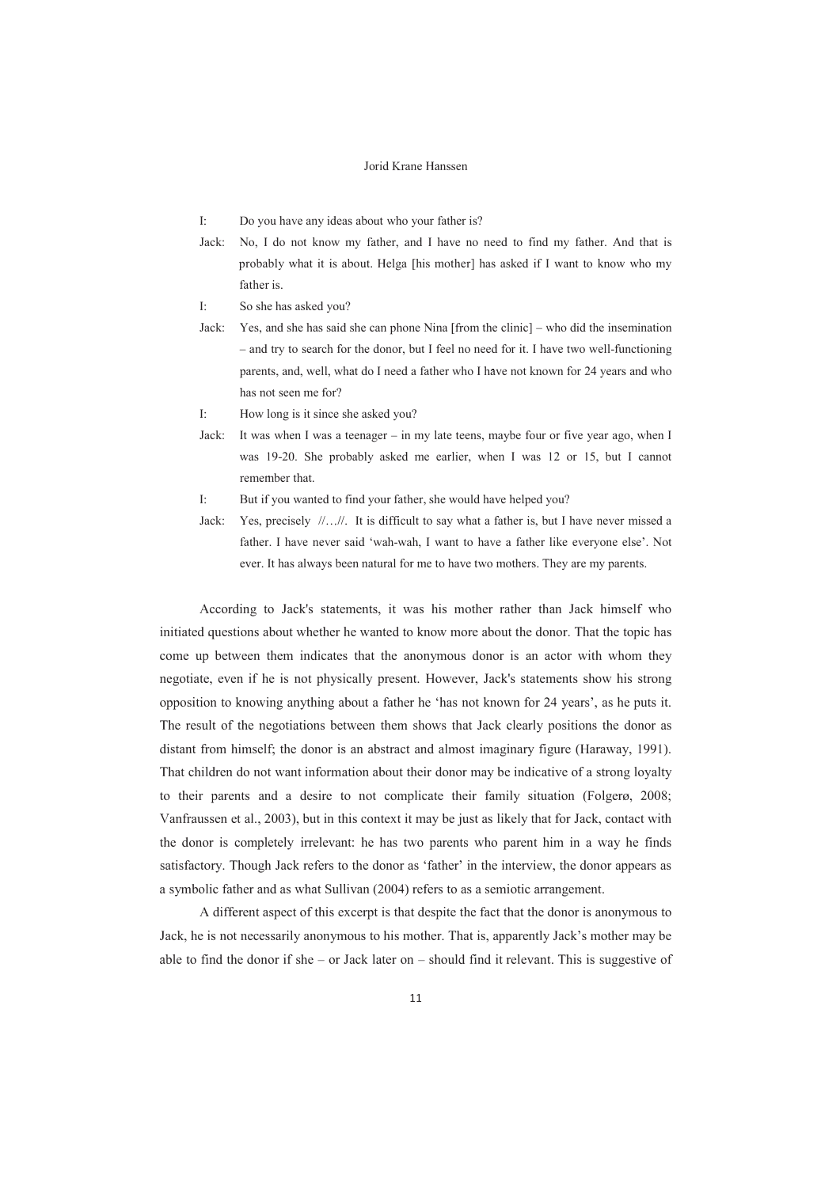I: Do you have any ideas about who your father is?

Jack: No, I do not know my father, and I have no need to find my father. And that is probably what it is about. Helga [his mother] has asked if I want to know who my father is.

I: So she has asked you?

Jack: Yes, and she has said she can phone Nina [from the clinic] – who did the insemination – and try to search for the donor, but I feel no need for it. I have two well-functioning parents, and, well, what do I need a father who I have not known for 24 years and who has not seen me for?

I: How long is it since she asked you?

Jack: It was when I was a teenager – in my late teens, maybe four or five year ago, when I was 19-20. She probably asked me earlier, when I was 12 or 15, but I cannot remember that.

I: But if you wanted to find your father, she would have helped you?

Jack: Yes, precisely //…//. It is difficult to say what a father is, but I have never missed a father. I have never said 'wah-wah, I want to have a father like everyone else'. Not ever. It has always been natural for me to have two mothers. They are my parents.

According to Jack's statements, it was his mother rather than Jack himself who initiated questions about whether he wanted to know more about the donor. That the topic has come up between them indicates that the anonymous donor is an actor with whom they negotiate, even if he is not physically present. However, Jack's statements show his strong opposition to knowing anything about a father he 'has not known for 24 years', as he puts it. The result of the negotiations between them shows that Jack clearly positions the donor as distant from himself; the donor is an abstract and almost imaginary figure (Haraway, 1991). That children do not want information about their donor may be indicative of a strong loyalty to their parents and a desire to not complicate their family situation (Folgerø, 2008; Vanfraussen et al., 2003), but in this context it may be just as likely that for Jack, contact with the donor is completely irrelevant: he has two parents who parent him in a way he finds satisfactory. Though Jack refers to the donor as 'father' in the interview, the donor appears as a symbolic father and as what Sullivan (2004) refers to as a semiotic arrangement.

A different aspect of this excerpt is that despite the fact that the donor is anonymous to Jack, he is not necessarily anonymous to his mother. That is, apparently Jack's mother may be able to find the donor if she – or Jack later on – should find it relevant. This is suggestive of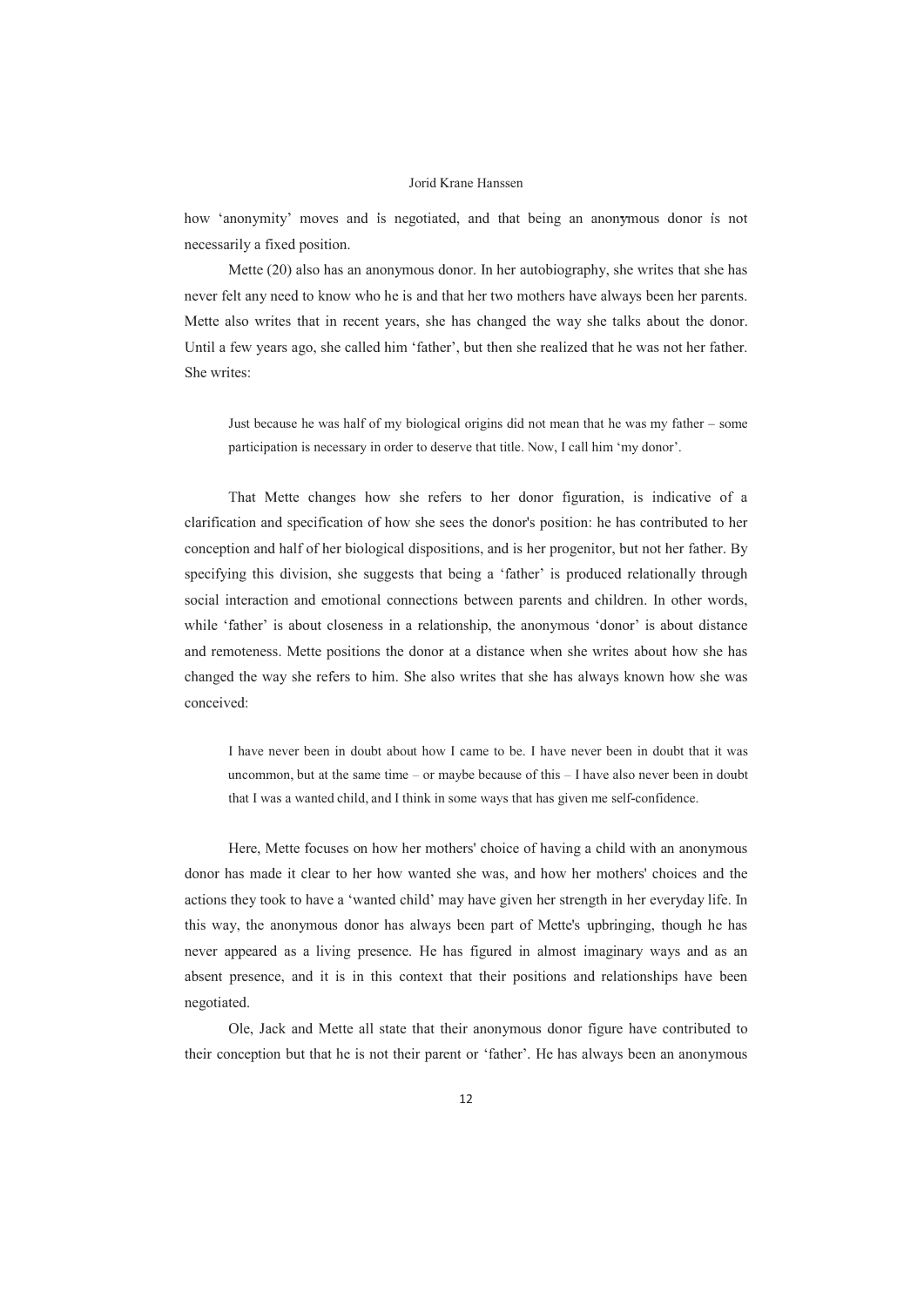how ‘anonymity’ moves and is negotiated, and that being an anonymous donor is not necessarily a fixed position.

Mette (20) also has an anonymous donor. In her autobiography, she writes that she has never felt any need to know who he is and that her two mothers have always been her parents. Mette also writes that in recent years, she has changed the way she talks about the donor. Until a few years ago, she called him ‘father’, but then she realized that he was not her father. She writes:

> Just because he was half of my biological origins did not mean that he was my father – some participation is necessary in order to deserve that title. Now, I call him ‘my donor’.

That Mette changes how she refers to her donor figuration, is indicative of a clarification and specification of how she sees the donor's position: he has contributed to her conception and half of her biological dispositions, and is her progenitor, but not her father. By specifying this division, she suggests that being a ‘father’ is produced relationally through social interaction and emotional connections between parents and children. In other words, while ‘father’ is about closeness in a relationship, the anonymous ‘donor’ is about distance and remoteness. Mette positions the donor at a distance when she writes about how she has changed the way she refers to him. She also writes that she has always known how she was conceived:

> I have never been in doubt about how I came to be. I have never been in doubt that it was uncommon, but at the same time – or maybe because of this – I have also never been in doubt that I was a wanted child, and I think in some ways that has given me self-confidence.

Here, Mette focuses on how her mothers' choice of having a child with an anonymous donor has made it clear to her how wanted she was, and how her mothers' choices and the actions they took to have a ‘wanted child’ may have given her strength in her everyday life. In this way, the anonymous donor has always been part of Mette's upbringing, though he has never appeared as a living presence. He has figured in almost imaginary ways and as an absent presence, and it is in this context that their positions and relationships have been negotiated.

Ole, Jack and Mette all state that their anonymous donor figure have contributed to their conception but that he is not their parent or ‘father’. He has always been an anonymous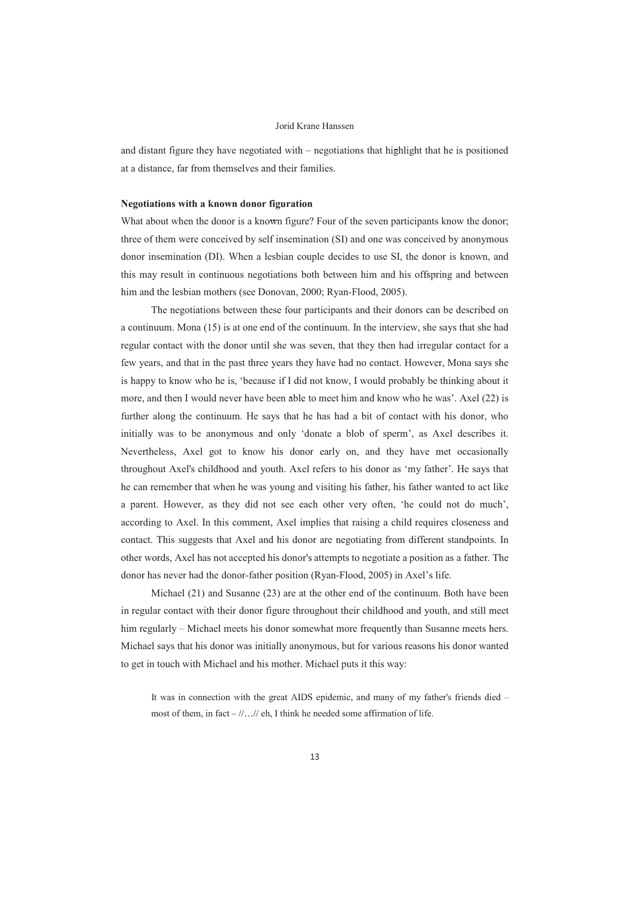and distant figure they have negotiated with – negotiations that highlight that he is positioned at a distance, far from themselves and their families.

**Negotiations with a known donor figuration**

What about when the donor is a known figure? Four of the seven participants know the donor; three of them were conceived by self insemination (SI) and one was conceived by anonymous donor insemination (DI). When a lesbian couple decides to use SI, the donor is known, and this may result in continuous negotiations both between him and his offspring and between him and the lesbian mothers (see Donovan, 2000; Ryan-Flood, 2005).

The negotiations between these four participants and their donors can be described on a continuum. Mona (15) is at one end of the continuum. In the interview, she says that she had regular contact with the donor until she was seven, that they then had irregular contact for a few years, and that in the past three years they have had no contact. However, Mona says she is happy to know who he is, 'because if I did not know, I would probably be thinking about it more, and then I would never have been able to meet him and know who he was'. Axel (22) is further along the continuum. He says that he has had a bit of contact with his donor, who initially was to be anonymous and only 'donate a blob of sperm', as Axel describes it. Nevertheless, Axel got to know his donor early on, and they have met occasionally throughout Axel's childhood and youth. Axel refers to his donor as 'my father'. He says that he can remember that when he was young and visiting his father, his father wanted to act like a parent. However, as they did not see each other very often, 'he could not do much', according to Axel. In this comment, Axel implies that raising a child requires closeness and contact. This suggests that Axel and his donor are negotiating from different standpoints. In other words, Axel has not accepted his donor's attempts to negotiate a position as a father. The donor has never had the donor-father position (Ryan-Flood, 2005) in Axel's life.

Michael (21) and Susanne (23) are at the other end of the continuum. Both have been in regular contact with their donor figure throughout their childhood and youth, and still meet him regularly – Michael meets his donor somewhat more frequently than Susanne meets hers. Michael says that his donor was initially anonymous, but for various reasons his donor wanted to get in touch with Michael and his mother. Michael puts it this way:

> It was in connection with the great AIDS epidemic, and many of my father's friends died – most of them, in fact – //…// eh, I think he needed some affirmation of life.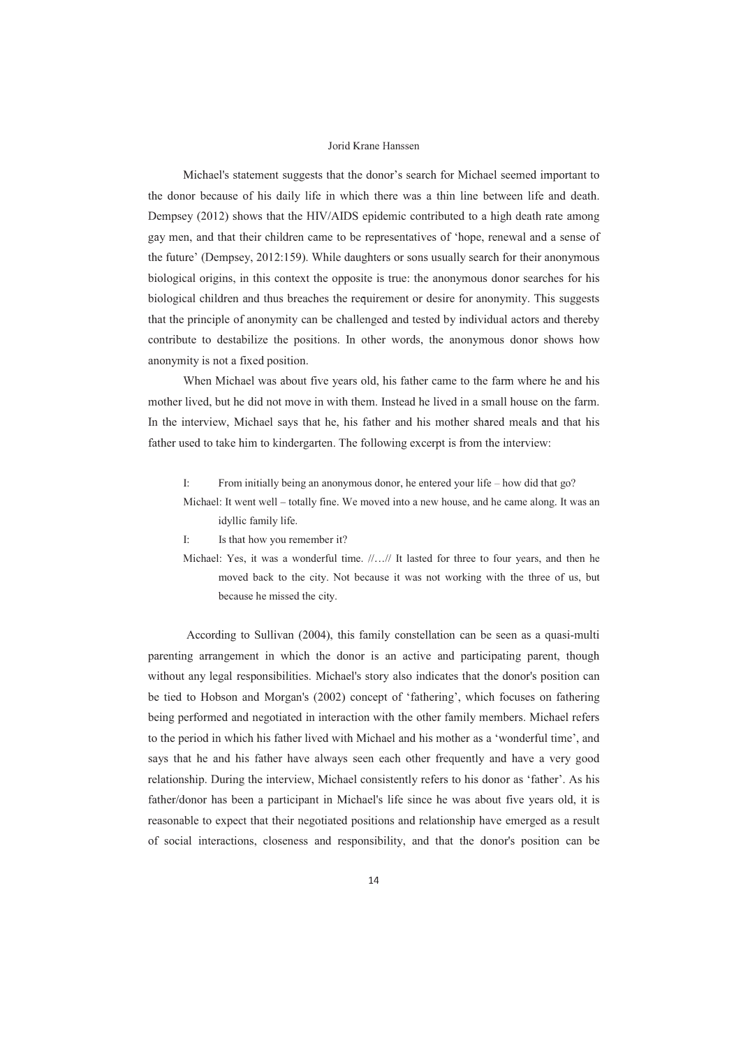Michael's statement suggests that the donor's search for Michael seemed important to the donor because of his daily life in which there was a thin line between life and death. Dempsey (2012) shows that the HIV/AIDS epidemic contributed to a high death rate among gay men, and that their children came to be representatives of 'hope, renewal and a sense of the future' (Dempsey, 2012:159). While daughters or sons usually search for their anonymous biological origins, in this context the opposite is true: the anonymous donor searches for his biological children and thus breaches the requirement or desire for anonymity. This suggests that the principle of anonymity can be challenged and tested by individual actors and thereby contribute to destabilize the positions. In other words, the anonymous donor shows how anonymity is not a fixed position.

When Michael was about five years old, his father came to the farm where he and his mother lived, but he did not move in with them. Instead he lived in a small house on the farm. In the interview, Michael says that he, his father and his mother shared meals and that his father used to take him to kindergarten. The following excerpt is from the interview:

> I: From initially being an anonymous donor, he entered your life – how did that go?
>
> Michael: It went well – totally fine. We moved into a new house, and he came along. It was an idyllic family life.
>
> I: Is that how you remember it?
>
> Michael: Yes, it was a wonderful time. //…// It lasted for three to four years, and then he moved back to the city. Not because it was not working with the three of us, but because he missed the city.

According to Sullivan (2004), this family constellation can be seen as a quasi-multi parenting arrangement in which the donor is an active and participating parent, though without any legal responsibilities. Michael's story also indicates that the donor's position can be tied to Hobson and Morgan's (2002) concept of 'fathering', which focuses on fathering being performed and negotiated in interaction with the other family members. Michael refers to the period in which his father lived with Michael and his mother as a 'wonderful time', and says that he and his father have always seen each other frequently and have a very good relationship. During the interview, Michael consistently refers to his donor as 'father'. As his father/donor has been a participant in Michael's life since he was about five years old, it is reasonable to expect that their negotiated positions and relationship have emerged as a result of social interactions, closeness and responsibility, and that the donor's position can be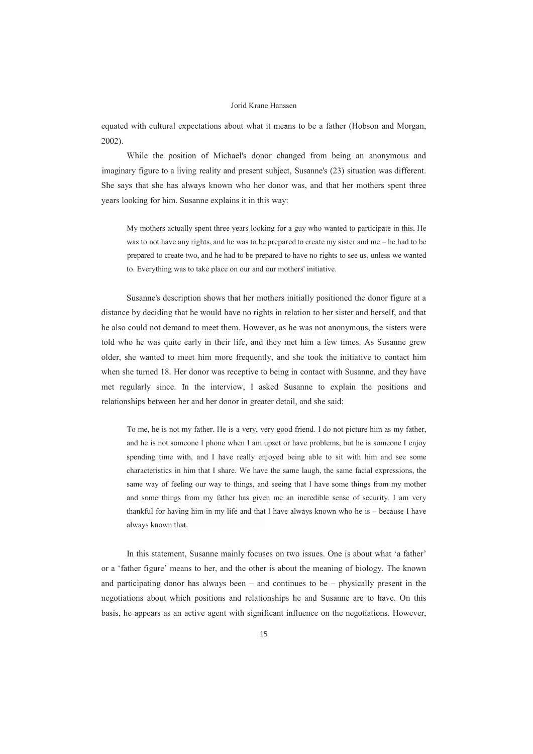equated with cultural expectations about what it means to be a father (Hobson and Morgan, 2002).

While the position of Michael's donor changed from being an anonymous and imaginary figure to a living reality and present subject, Susanne's (23) situation was different. She says that she has always known who her donor was, and that her mothers spent three years looking for him. Susanne explains it in this way:

> My mothers actually spent three years looking for a guy who wanted to participate in this. He was to not have any rights, and he was to be prepared to create my sister and me – he had to be prepared to create two, and he had to be prepared to have no rights to see us, unless we wanted to. Everything was to take place on our and our mothers' initiative.

Susanne's description shows that her mothers initially positioned the donor figure at a distance by deciding that he would have no rights in relation to her sister and herself, and that he also could not demand to meet them. However, as he was not anonymous, the sisters were told who he was quite early in their life, and they met him a few times. As Susanne grew older, she wanted to meet him more frequently, and she took the initiative to contact him when she turned 18. Her donor was receptive to being in contact with Susanne, and they have met regularly since. In the interview, I asked Susanne to explain the positions and relationships between her and her donor in greater detail, and she said:

> To me, he is not my father. He is a very, very good friend. I do not picture him as my father, and he is not someone I phone when I am upset or have problems, but he is someone I enjoy spending time with, and I have really enjoyed being able to sit with him and see some characteristics in him that I share. We have the same laugh, the same facial expressions, the same way of feeling our way to things, and seeing that I have some things from my mother and some things from my father has given me an incredible sense of security. I am very thankful for having him in my life and that I have always known who he is – because I have always known that.

In this statement, Susanne mainly focuses on two issues. One is about what 'a father' or a 'father figure' means to her, and the other is about the meaning of biology. The known and participating donor has always been – and continues to be – physically present in the negotiations about which positions and relationships he and Susanne are to have. On this basis, he appears as an active agent with significant influence on the negotiations. However,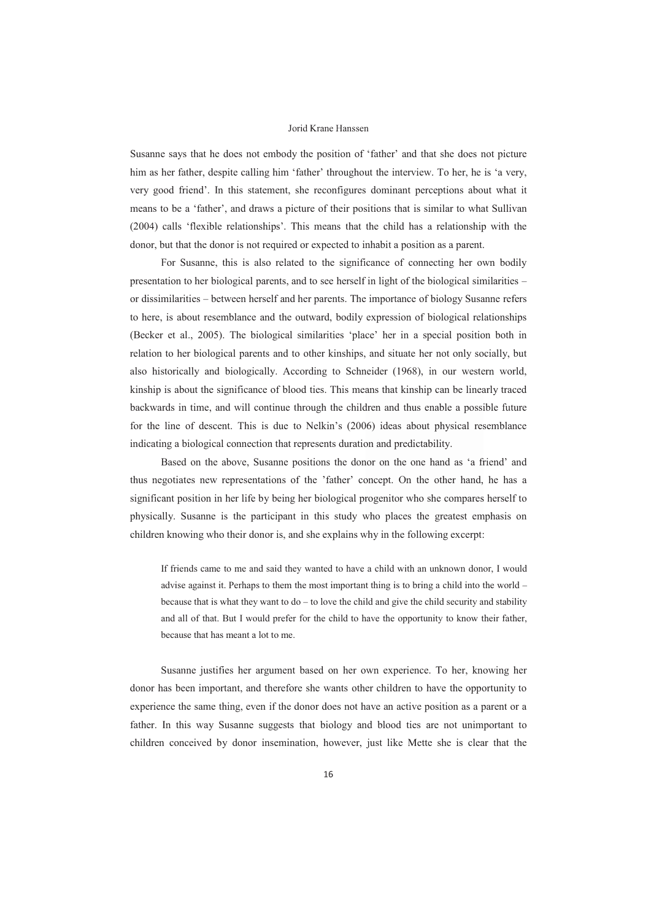Susanne says that he does not embody the position of 'father' and that she does not picture him as her father, despite calling him 'father' throughout the interview. To her, he is 'a very, very good friend'. In this statement, she reconfigures dominant perceptions about what it means to be a 'father', and draws a picture of their positions that is similar to what Sullivan (2004) calls 'flexible relationships'. This means that the child has a relationship with the donor, but that the donor is not required or expected to inhabit a position as a parent.

For Susanne, this is also related to the significance of connecting her own bodily presentation to her biological parents, and to see herself in light of the biological similarities – or dissimilarities – between herself and her parents. The importance of biology Susanne refers to here, is about resemblance and the outward, bodily expression of biological relationships (Becker et al., 2005). The biological similarities 'place' her in a special position both in relation to her biological parents and to other kinships, and situate her not only socially, but also historically and biologically. According to Schneider (1968), in our western world, kinship is about the significance of blood ties. This means that kinship can be linearly traced backwards in time, and will continue through the children and thus enable a possible future for the line of descent. This is due to Nelkin's (2006) ideas about physical resemblance indicating a biological connection that represents duration and predictability.

Based on the above, Susanne positions the donor on the one hand as 'a friend' and thus negotiates new representations of the 'father' concept. On the other hand, he has a significant position in her life by being her biological progenitor who she compares herself to physically. Susanne is the participant in this study who places the greatest emphasis on children knowing who their donor is, and she explains why in the following excerpt:

> If friends came to me and said they wanted to have a child with an unknown donor, I would advise against it. Perhaps to them the most important thing is to bring a child into the world – because that is what they want to do – to love the child and give the child security and stability and all of that. But I would prefer for the child to have the opportunity to know their father, because that has meant a lot to me.

Susanne justifies her argument based on her own experience. To her, knowing her donor has been important, and therefore she wants other children to have the opportunity to experience the same thing, even if the donor does not have an active position as a parent or a father. In this way Susanne suggests that biology and blood ties are not unimportant to children conceived by donor insemination, however, just like Mette she is clear that the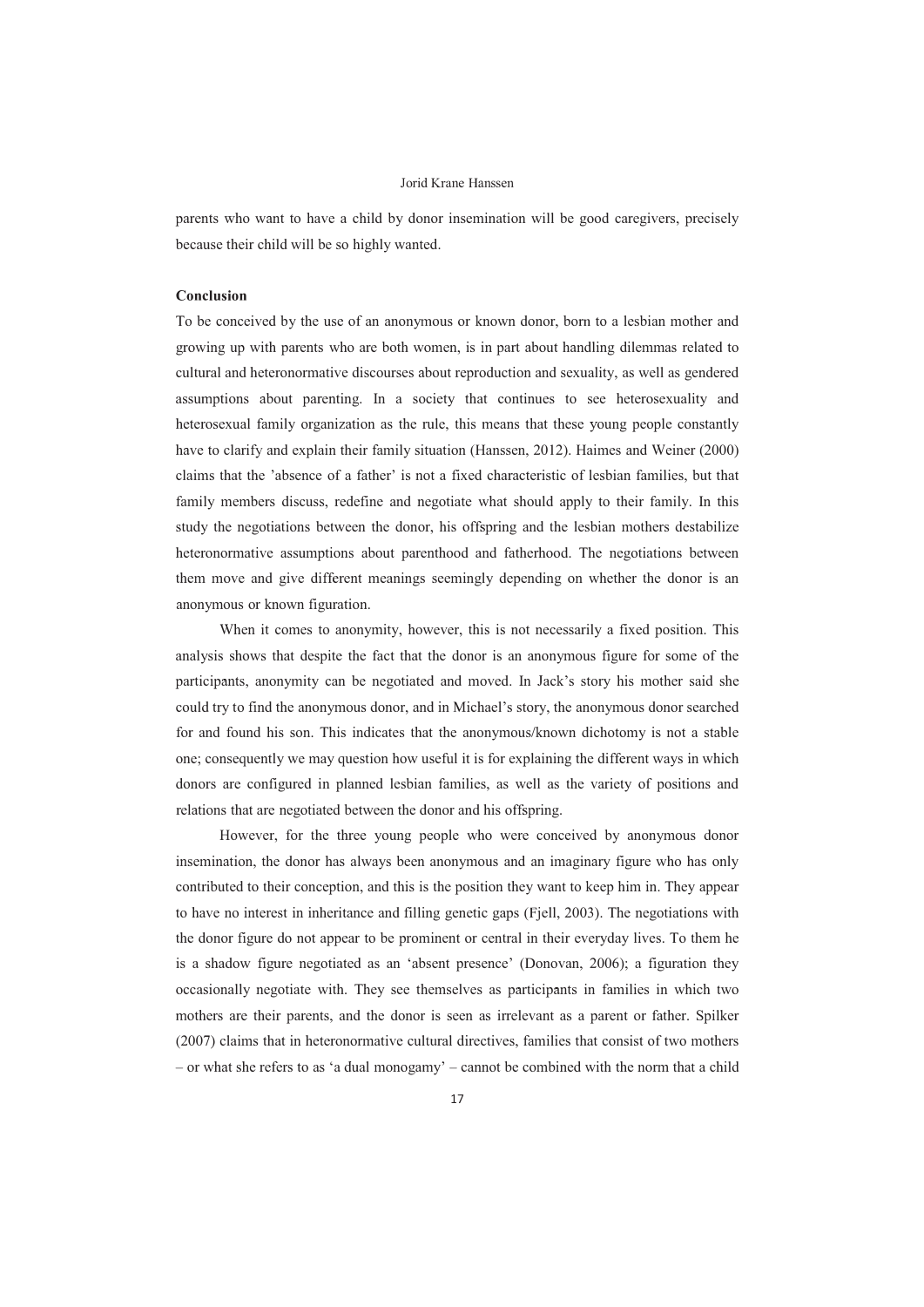parents who want to have a child by donor insemination will be good caregivers, precisely because their child will be so highly wanted.

## Conclusion

To be conceived by the use of an anonymous or known donor, born to a lesbian mother and growing up with parents who are both women, is in part about handling dilemmas related to cultural and heteronormative discourses about reproduction and sexuality, as well as gendered assumptions about parenting. In a society that continues to see heterosexuality and heterosexual family organization as the rule, this means that these young people constantly have to clarify and explain their family situation (Hanssen, 2012). Haimes and Weiner (2000) claims that the 'absence of a father' is not a fixed characteristic of lesbian families, but that family members discuss, redefine and negotiate what should apply to their family. In this study the negotiations between the donor, his offspring and the lesbian mothers destabilize heteronormative assumptions about parenthood and fatherhood. The negotiations between them move and give different meanings seemingly depending on whether the donor is an anonymous or known figuration.

When it comes to anonymity, however, this is not necessarily a fixed position. This analysis shows that despite the fact that the donor is an anonymous figure for some of the participants, anonymity can be negotiated and moved. In Jack's story his mother said she could try to find the anonymous donor, and in Michael's story, the anonymous donor searched for and found his son. This indicates that the anonymous/known dichotomy is not a stable one; consequently we may question how useful it is for explaining the different ways in which donors are configured in planned lesbian families, as well as the variety of positions and relations that are negotiated between the donor and his offspring.

However, for the three young people who were conceived by anonymous donor insemination, the donor has always been anonymous and an imaginary figure who has only contributed to their conception, and this is the position they want to keep him in. They appear to have no interest in inheritance and filling genetic gaps (Fjell, 2003). The negotiations with the donor figure do not appear to be prominent or central in their everyday lives. To them he is a shadow figure negotiated as an 'absent presence' (Donovan, 2006); a figuration they occasionally negotiate with. They see themselves as participants in families in which two mothers are their parents, and the donor is seen as irrelevant as a parent or father. Spilker (2007) claims that in heteronormative cultural directives, families that consist of two mothers – or what she refers to as 'a dual monogamy' – cannot be combined with the norm that a child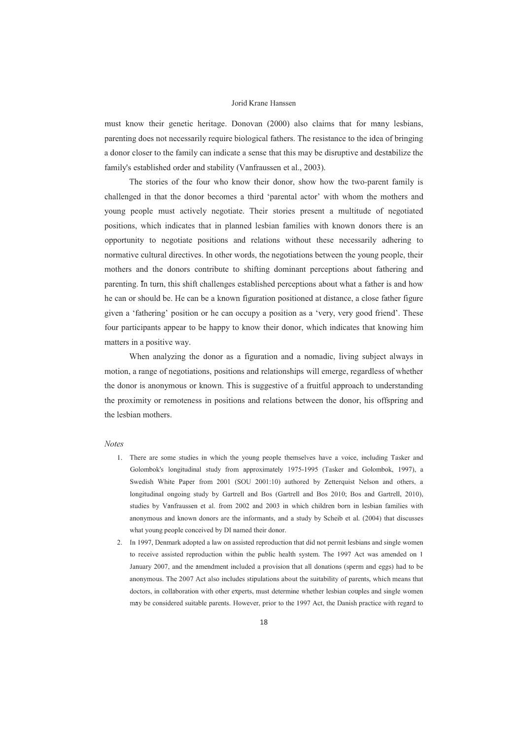must know their genetic heritage. Donovan (2000) also claims that for many lesbians, parenting does not necessarily require biological fathers. The resistance to the idea of bringing a donor closer to the family can indicate a sense that this may be disruptive and destabilize the family's established order and stability (Vanfraussen et al., 2003).

The stories of the four who know their donor, show how the two-parent family is challenged in that the donor becomes a third 'parental actor' with whom the mothers and young people must actively negotiate. Their stories present a multitude of negotiated positions, which indicates that in planned lesbian families with known donors there is an opportunity to negotiate positions and relations without these necessarily adhering to normative cultural directives. In other words, the negotiations between the young people, their mothers and the donors contribute to shifting dominant perceptions about fathering and parenting. In turn, this shift challenges established perceptions about what a father is and how he can or should be. He can be a known figuration positioned at distance, a close father figure given a 'fathering' position or he can occupy a position as a 'very, very good friend'. These four participants appear to be happy to know their donor, which indicates that knowing him matters in a positive way.

When analyzing the donor as a figuration and a nomadic, living subject always in motion, a range of negotiations, positions and relationships will emerge, regardless of whether the donor is anonymous or known. This is suggestive of a fruitful approach to understanding the proximity or remoteness in positions and relations between the donor, his offspring and the lesbian mothers.

*Notes*

1. There are some studies in which the young people themselves have a voice, including Tasker and Golombok's longitudinal study from approximately 1975-1995 (Tasker and Golombok, 1997), a Swedish White Paper from 2001 (SOU 2001:10) authored by Zetterquist Nelson and others, a longitudinal ongoing study by Gartrell and Bos (Gartrell and Bos 2010; Bos and Gartrell, 2010), studies by Vanfraussen et al. from 2002 and 2003 in which children born in lesbian families with anonymous and known donors are the informants, and a study by Scheib et al. (2004) that discusses what young people conceived by DI named their donor.
2. In 1997, Denmark adopted a law on assisted reproduction that did not permit lesbians and single women to receive assisted reproduction within the public health system. The 1997 Act was amended on 1 January 2007, and the amendment included a provision that all donations (sperm and eggs) had to be anonymous. The 2007 Act also includes stipulations about the suitability of parents, which means that doctors, in collaboration with other experts, must determine whether lesbian couples and single women may be considered suitable parents. However, prior to the 1997 Act, the Danish practice with regard to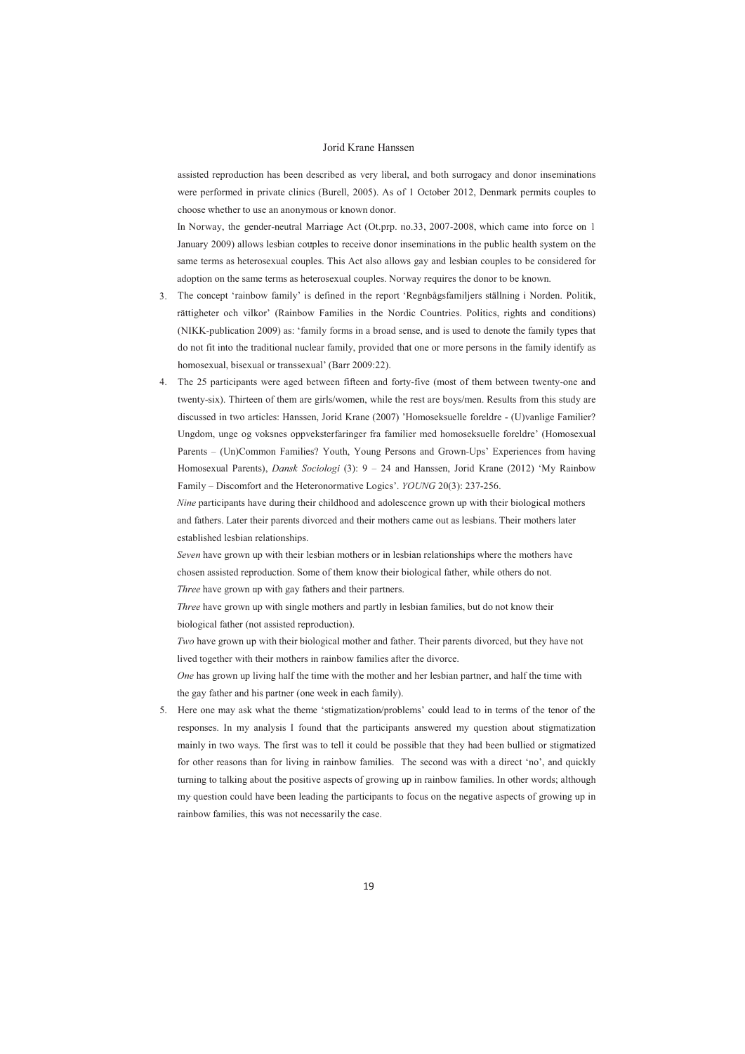assisted reproduction has been described as very liberal, and both surrogacy and donor inseminations were performed in private clinics (Burell, 2005). As of 1 October 2012, Denmark permits couples to choose whether to use an anonymous or known donor.

In Norway, the gender-neutral Marriage Act (Ot.prp. no.33, 2007-2008, which came into force on 1 January 2009) allows lesbian couples to receive donor inseminations in the public health system on the same terms as heterosexual couples. This Act also allows gay and lesbian couples to be considered for adoption on the same terms as heterosexual couples. Norway requires the donor to be known.

3. The concept 'rainbow family' is defined in the report 'Regnbågsfamiljers ställning i Norden. Politik, rättigheter och vilkor' (Rainbow Families in the Nordic Countries. Politics, rights and conditions) (NIKK-publication 2009) as: 'family forms in a broad sense, and is used to denote the family types that do not fit into the traditional nuclear family, provided that one or more persons in the family identify as homosexual, bisexual or transsexual' (Barr 2009:22).

4. The 25 participants were aged between fifteen and forty-five (most of them between twenty-one and twenty-six). Thirteen of them are girls/women, while the rest are boys/men. Results from this study are discussed in two articles: Hanssen, Jorid Krane (2007) 'Homoseksuelle foreldre - (U)vanlige Familier? Ungdom, unge og voksnes oppveksterfaringer fra familier med homoseksuelle foreldre' (Homosexual Parents – (Un)Common Families? Youth, Young Persons and Grown-Ups' Experiences from having Homosexual Parents), *Dansk Sociologi* (3): 9 – 24 and Hanssen, Jorid Krane (2012) 'My Rainbow Family – Discomfort and the Heteronormative Logics'. *YOUNG* 20(3): 237-256.

   *Nine* participants have during their childhood and adolescence grown up with their biological mothers and fathers. Later their parents divorced and their mothers came out as lesbians. Their mothers later established lesbian relationships.

   *Seven* have grown up with their lesbian mothers or in lesbian relationships where the mothers have chosen assisted reproduction. Some of them know their biological father, while others do not.

   *Three* have grown up with gay fathers and their partners.

   *Three* have grown up with single mothers and partly in lesbian families, but do not know their biological father (not assisted reproduction).

   *Two* have grown up with their biological mother and father. Their parents divorced, but they have not lived together with their mothers in rainbow families after the divorce.

   *One* has grown up living half the time with the mother and her lesbian partner, and half the time with the gay father and his partner (one week in each family).

5. Here one may ask what the theme 'stigmatization/problems' could lead to in terms of the tenor of the responses. In my analysis I found that the participants answered my question about stigmatization mainly in two ways. The first was to tell it could be possible that they had been bullied or stigmatized for other reasons than for living in rainbow families. The second was with a direct 'no', and quickly turning to talking about the positive aspects of growing up in rainbow families. In other words; although my question could have been leading the participants to focus on the negative aspects of growing up in rainbow families, this was not necessarily the case.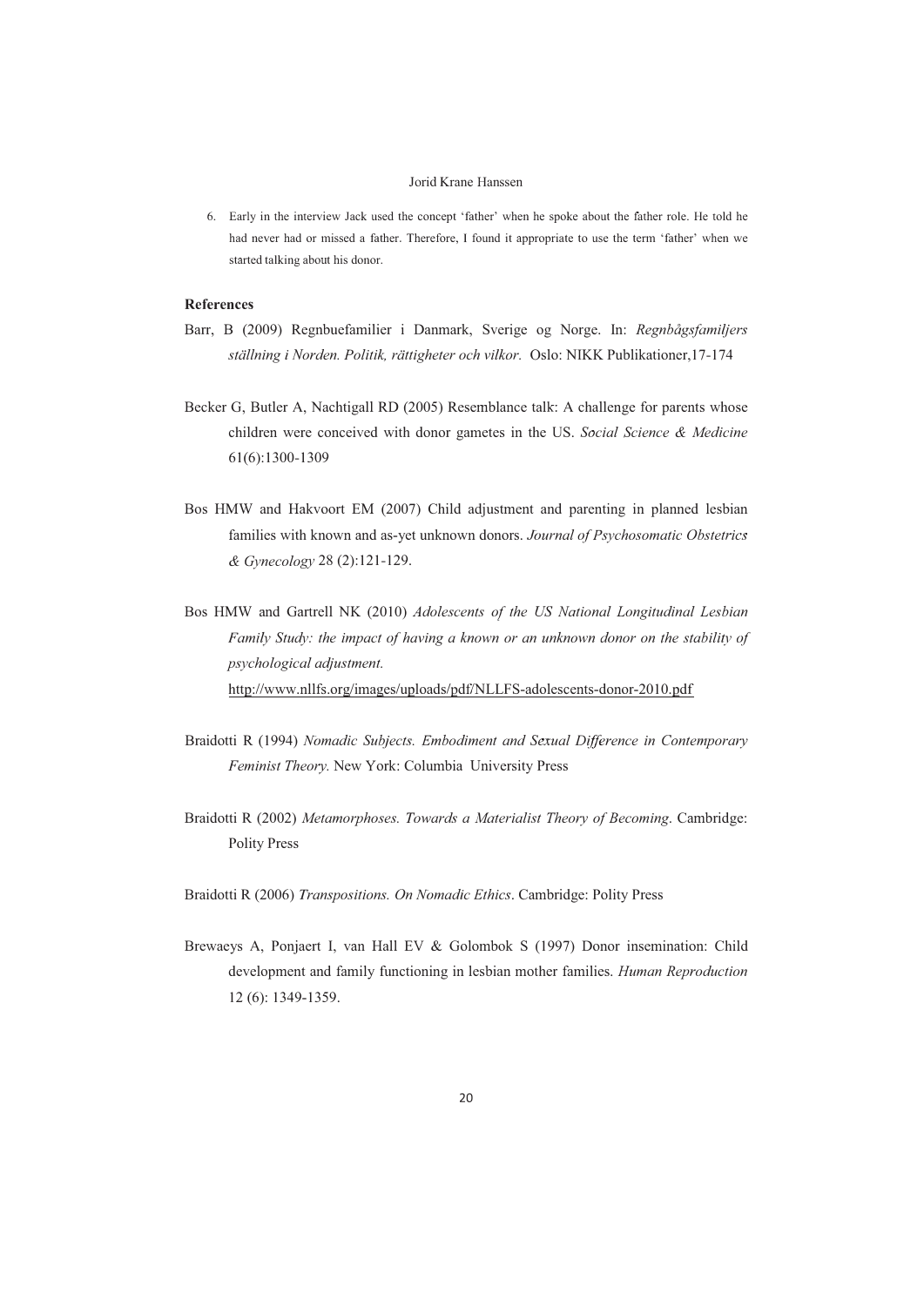6. Early in the interview Jack used the concept 'father' when he spoke about the father role. He told he had never had or missed a father. Therefore, I found it appropriate to use the term 'father' when we started talking about his donor.

## References

Barr, B (2009) Regnbuefamilier i Danmark, Sverige og Norge. In: *Regnbågsfamiljers ställning i Norden. Politik, rättigheter och vilkor.* Oslo: NIKK Publikationer,17-174

Becker G, Butler A, Nachtigall RD (2005) Resemblance talk: A challenge for parents whose children were conceived with donor gametes in the US. *Social Science & Medicine* 61(6):1300-1309

Bos HMW and Hakvoort EM (2007) Child adjustment and parenting in planned lesbian families with known and as-yet unknown donors. *Journal of Psychosomatic Obstetrics & Gynecology* 28 (2):121-129.

Bos HMW and Gartrell NK (2010) *Adolescents of the US National Longitudinal Lesbian Family Study: the impact of having a known or an unknown donor on the stability of psychological adjustment.* http://www.nllfs.org/images/uploads/pdf/NLLFS-adolescents-donor-2010.pdf

Braidotti R (1994) *Nomadic Subjects. Embodiment and Sexual Difference in Contemporary Feminist Theory.* New York: Columbia University Press

Braidotti R (2002) *Metamorphoses. Towards a Materialist Theory of Becoming*. Cambridge: Polity Press

Braidotti R (2006) *Transpositions. On Nomadic Ethics*. Cambridge: Polity Press

Brewaeys A, Ponjaert I, van Hall EV & Golombok S (1997) Donor insemination: Child development and family functioning in lesbian mother families. *Human Reproduction* 12 (6): 1349-1359.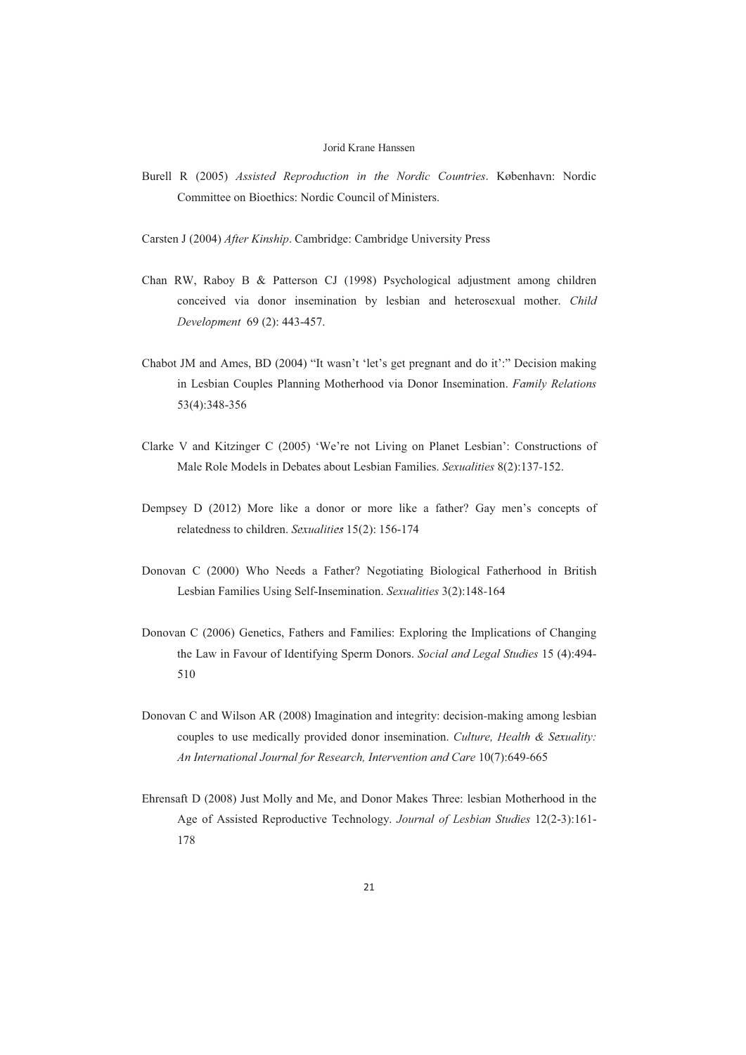Burell R (2005) *Assisted Reproduction in the Nordic Countries*. København: Nordic Committee on Bioethics: Nordic Council of Ministers.

Carsten J (2004) *After Kinship*. Cambridge: Cambridge University Press

Chan RW, Raboy B & Patterson CJ (1998) Psychological adjustment among children conceived via donor insemination by lesbian and heterosexual mother. *Child Development* 69 (2): 443-457.

Chabot JM and Ames, BD (2004) "It wasn't 'let's get pregnant and do it':" Decision making in Lesbian Couples Planning Motherhood via Donor Insemination. *Family Relations* 53(4):348-356

Clarke V and Kitzinger C (2005) 'We're not Living on Planet Lesbian': Constructions of Male Role Models in Debates about Lesbian Families. *Sexualities* 8(2):137-152.

Dempsey D (2012) More like a donor or more like a father? Gay men's concepts of relatedness to children. *Sexualities* 15(2): 156-174

Donovan C (2000) Who Needs a Father? Negotiating Biological Fatherhood in British Lesbian Families Using Self-Insemination. *Sexualities* 3(2):148-164

Donovan C (2006) Genetics, Fathers and Families: Exploring the Implications of Changing the Law in Favour of Identifying Sperm Donors. *Social and Legal Studies* 15 (4):494-510

Donovan C and Wilson AR (2008) Imagination and integrity: decision-making among lesbian couples to use medically provided donor insemination. *Culture, Health & Sexuality: An International Journal for Research, Intervention and Care* 10(7):649-665

Ehrensaft D (2008) Just Molly and Me, and Donor Makes Three: lesbian Motherhood in the Age of Assisted Reproductive Technology. *Journal of Lesbian Studies* 12(2-3):161-178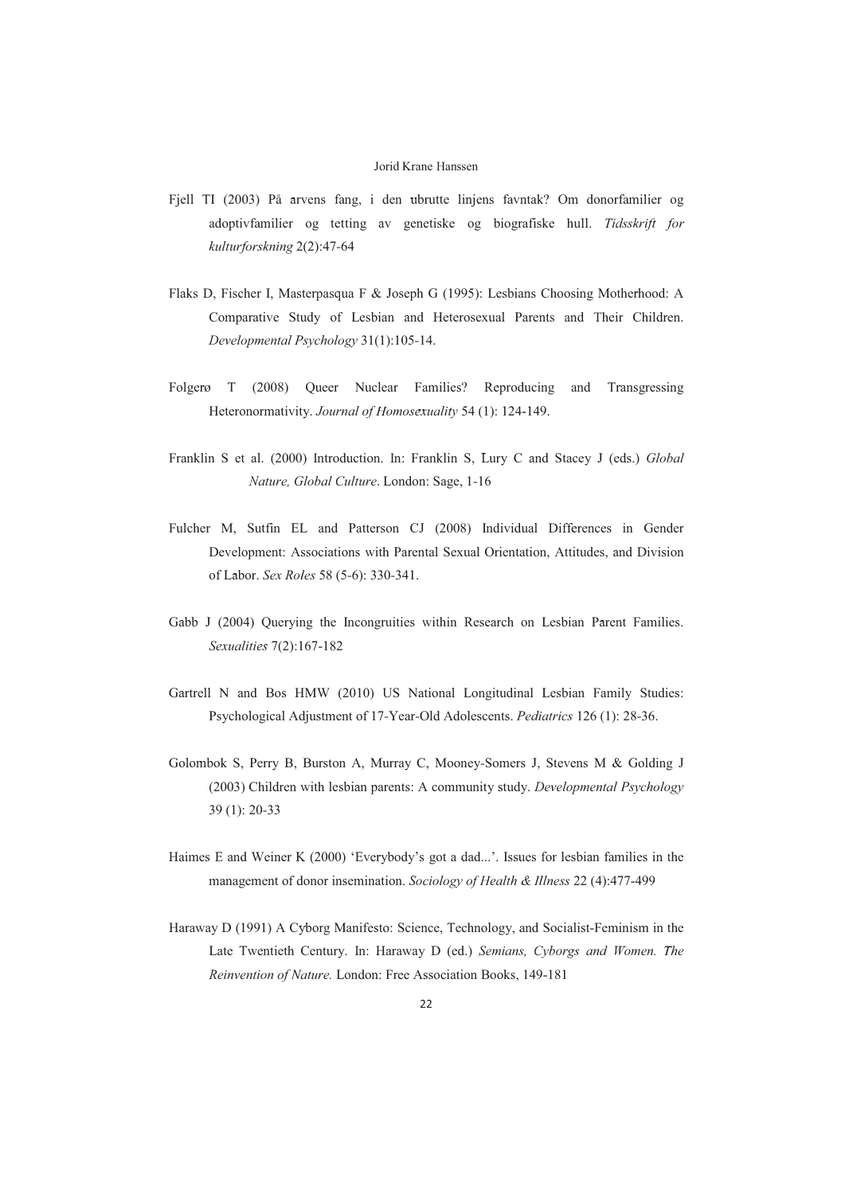Fjell TI (2003) På arvens fang, i den ubrutte linjens favntak? Om donorfamilier og adoptivfamilier og tetting av genetiske og biografiske hull. *Tidsskrift for kulturforskning* 2(2):47-64

Flaks D, Fischer I, Masterpasqua F & Joseph G (1995): Lesbians Choosing Motherhood: A Comparative Study of Lesbian and Heterosexual Parents and Their Children. *Developmental Psychology* 31(1):105-14.

Folgerø T (2008) Queer Nuclear Families? Reproducing and Transgressing Heteronormativity. *Journal of Homosexuality* 54 (1): 124-149.

Franklin S et al. (2000) Introduction. In: Franklin S, Lury C and Stacey J (eds.) *Global Nature, Global Culture*. London: Sage, 1-16

Fulcher M, Sutfin EL and Patterson CJ (2008) Individual Differences in Gender Development: Associations with Parental Sexual Orientation, Attitudes, and Division of Labor. *Sex Roles* 58 (5-6): 330-341.

Gabb J (2004) Querying the Incongruities within Research on Lesbian Parent Families. *Sexualities* 7(2):167-182

Gartrell N and Bos HMW (2010) US National Longitudinal Lesbian Family Studies: Psychological Adjustment of 17-Year-Old Adolescents. *Pediatrics* 126 (1): 28-36.

Golombok S, Perry B, Burston A, Murray C, Mooney-Somers J, Stevens M & Golding J (2003) Children with lesbian parents: A community study. *Developmental Psychology* 39 (1): 20-33

Haimes E and Weiner K (2000) 'Everybody's got a dad...'. Issues for lesbian families in the management of donor insemination. *Sociology of Health & Illness* 22 (4):477-499

Haraway D (1991) A Cyborg Manifesto: Science, Technology, and Socialist-Feminism in the Late Twentieth Century. In: Haraway D (ed.) *Semians, Cyborgs and Women. The Reinvention of Nature.* London: Free Association Books, 149-181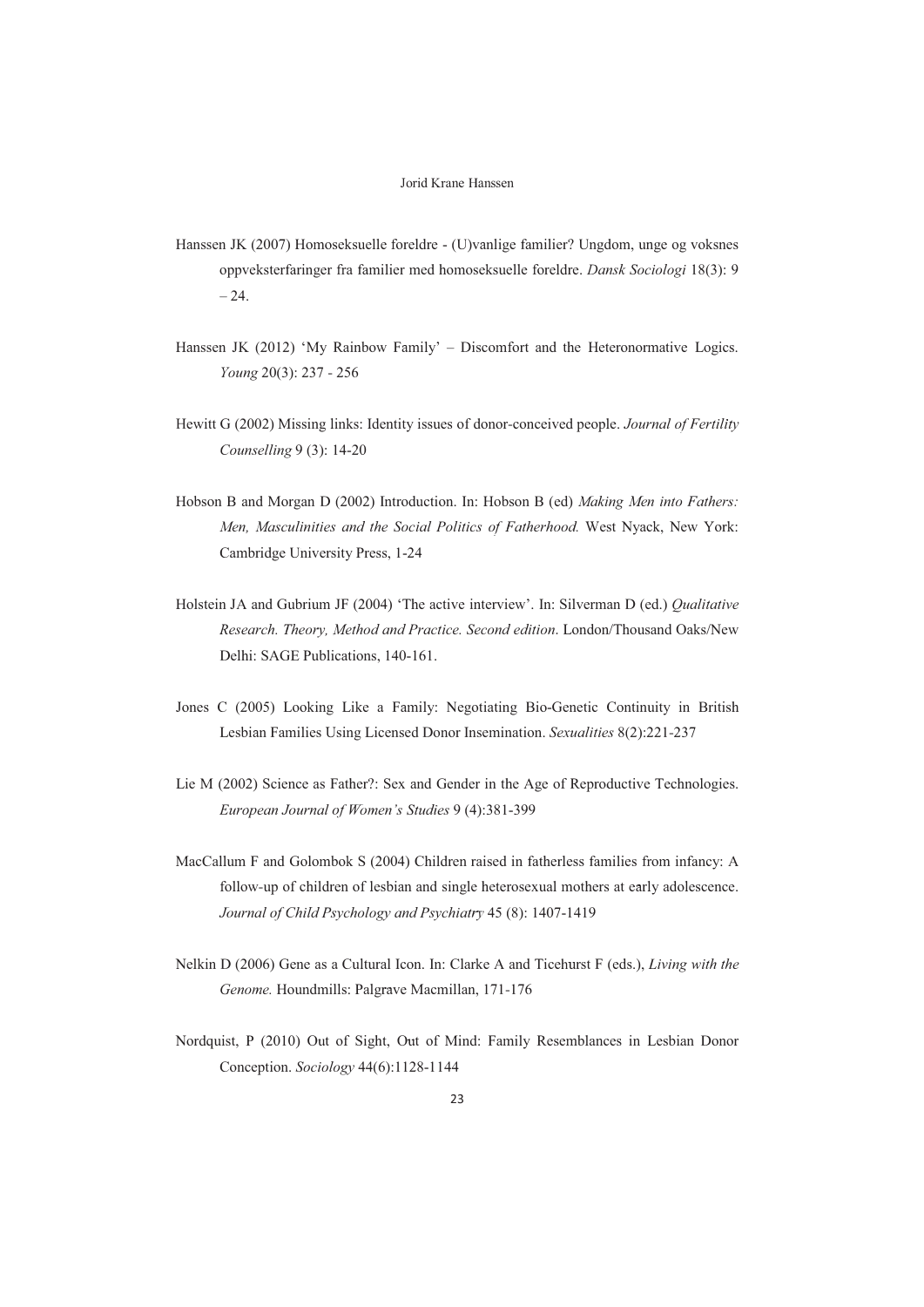Hanssen JK (2007) Homoseksuelle foreldre - (U)vanlige familier? Ungdom, unge og voksnes oppveksterfaringer fra familier med homoseksuelle foreldre. *Dansk Sociologi* 18(3): 9 – 24.

Hanssen JK (2012) 'My Rainbow Family' – Discomfort and the Heteronormative Logics. *Young* 20(3): 237 - 256

Hewitt G (2002) Missing links: Identity issues of donor-conceived people. *Journal of Fertility Counselling* 9 (3): 14-20

Hobson B and Morgan D (2002) Introduction. In: Hobson B (ed) *Making Men into Fathers: Men, Masculinities and the Social Politics of Fatherhood.* West Nyack, New York: Cambridge University Press, 1-24

Holstein JA and Gubrium JF (2004) 'The active interview'. In: Silverman D (ed.) *Qualitative Research. Theory, Method and Practice. Second edition*. London/Thousand Oaks/New Delhi: SAGE Publications, 140-161.

Jones C (2005) Looking Like a Family: Negotiating Bio-Genetic Continuity in British Lesbian Families Using Licensed Donor Insemination. *Sexualities* 8(2):221-237

Lie M (2002) Science as Father?: Sex and Gender in the Age of Reproductive Technologies. *European Journal of Women's Studies* 9 (4):381-399

MacCallum F and Golombok S (2004) Children raised in fatherless families from infancy: A follow-up of children of lesbian and single heterosexual mothers at early adolescence. *Journal of Child Psychology and Psychiatry* 45 (8): 1407-1419

Nelkin D (2006) Gene as a Cultural Icon. In: Clarke A and Ticehurst F (eds.), *Living with the Genome.* Houndmills: Palgrave Macmillan, 171-176

Nordquist, P (2010) Out of Sight, Out of Mind: Family Resemblances in Lesbian Donor Conception. *Sociology* 44(6):1128-1144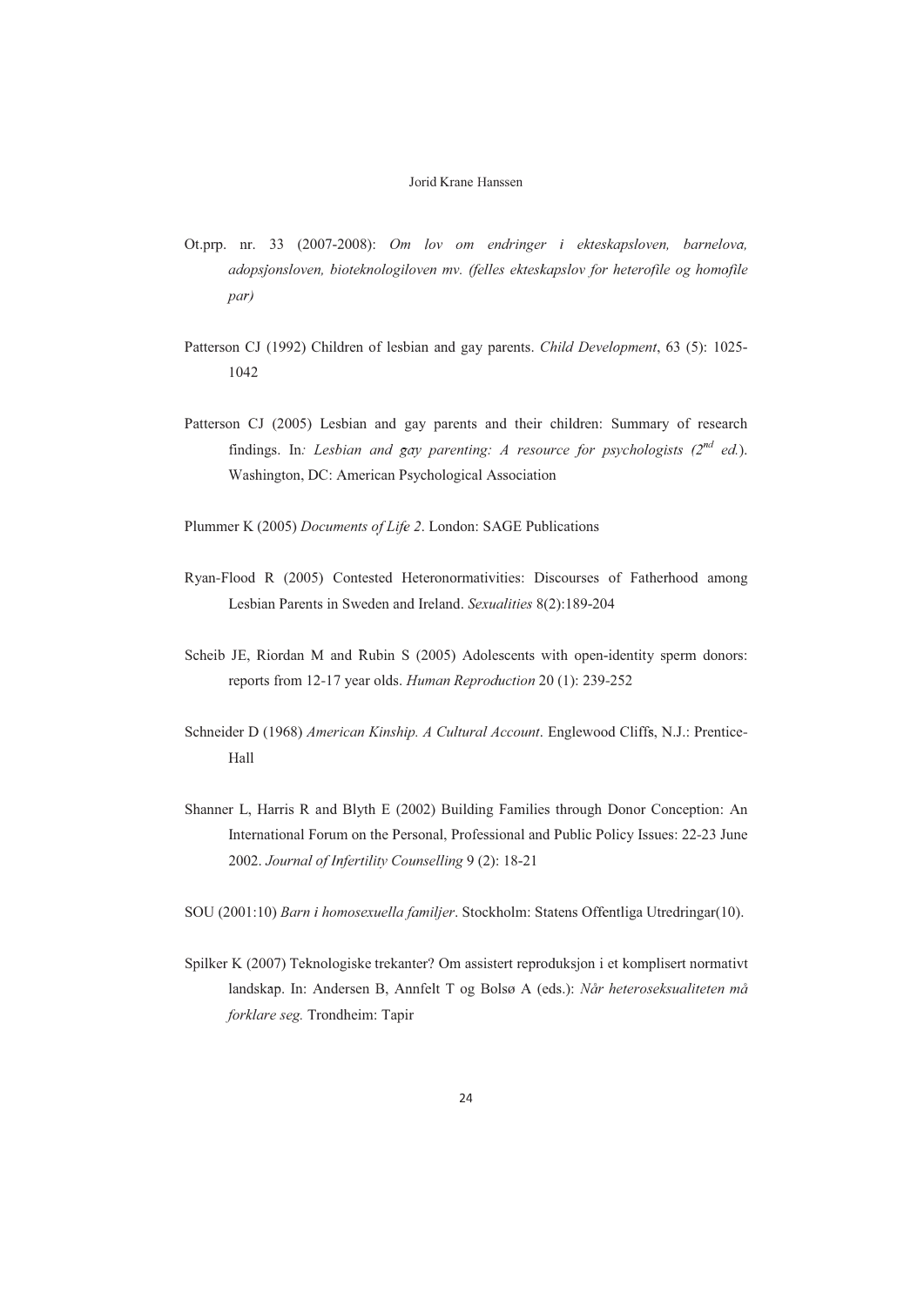Ot.prp. nr. 33 (2007-2008): *Om lov om endringer i ekteskapsloven, barnelova, adopsjonsloven, bioteknologiloven mv. (felles ekteskapslov for heterofile og homofile par)*

Patterson CJ (1992) Children of lesbian and gay parents. *Child Development*, 63 (5): 1025-1042

Patterson CJ (2005) Lesbian and gay parents and their children: Summary of research findings. In*: Lesbian and gay parenting: A resource for psychologists (2nd ed.*). Washington, DC: American Psychological Association

Plummer K (2005) *Documents of Life 2*. London: SAGE Publications

Ryan-Flood R (2005) Contested Heteronormativities: Discourses of Fatherhood among Lesbian Parents in Sweden and Ireland. *Sexualities* 8(2):189-204

Scheib JE, Riordan M and Rubin S (2005) Adolescents with open-identity sperm donors: reports from 12-17 year olds. *Human Reproduction* 20 (1): 239-252

Schneider D (1968) *American Kinship. A Cultural Account*. Englewood Cliffs, N.J.: Prentice-Hall

Shanner L, Harris R and Blyth E (2002) Building Families through Donor Conception: An International Forum on the Personal, Professional and Public Policy Issues: 22-23 June 2002. *Journal of Infertility Counselling* 9 (2): 18-21

SOU (2001:10) *Barn i homosexuella familjer*. Stockholm: Statens Offentliga Utredringar(10).

Spilker K (2007) Teknologiske trekanter? Om assistert reproduksjon i et komplisert normativt landskap. In: Andersen B, Annfelt T og Bolsø A (eds.): *Når heteroseksualiteten må forklare seg.* Trondheim: Tapir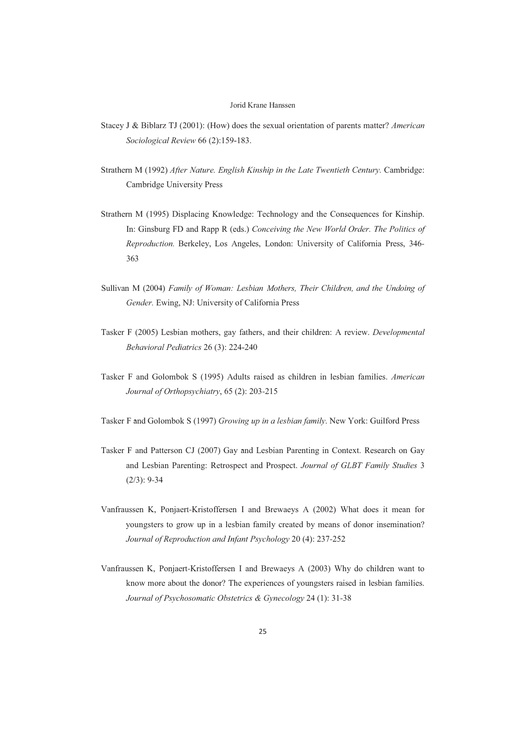Stacey J & Biblarz TJ (2001): (How) does the sexual orientation of parents matter? *American Sociological Review* 66 (2):159-183.

Strathern M (1992) *After Nature. English Kinship in the Late Twentieth Century.* Cambridge: Cambridge University Press

Strathern M (1995) Displacing Knowledge: Technology and the Consequences for Kinship. In: Ginsburg FD and Rapp R (eds.) *Conceiving the New World Order. The Politics of Reproduction.* Berkeley, Los Angeles, London: University of California Press, 346-363

Sullivan M (2004) *Family of Woman: Lesbian Mothers, Their Children, and the Undoing of Gender.* Ewing, NJ: University of California Press

Tasker F (2005) Lesbian mothers, gay fathers, and their children: A review. *Developmental Behavioral Pediatrics* 26 (3): 224-240

Tasker F and Golombok S (1995) Adults raised as children in lesbian families. *American Journal of Orthopsychiatry*, 65 (2): 203-215

Tasker F and Golombok S (1997) *Growing up in a lesbian family*. New York: Guilford Press

Tasker F and Patterson CJ (2007) Gay and Lesbian Parenting in Context. Research on Gay and Lesbian Parenting: Retrospect and Prospect. *Journal of GLBT Family Studies* 3 (2/3): 9-34

Vanfraussen K, Ponjaert-Kristoffersen I and Brewaeys A (2002) What does it mean for youngsters to grow up in a lesbian family created by means of donor insemination? *Journal of Reproduction and Infant Psychology* 20 (4): 237-252

Vanfraussen K, Ponjaert-Kristoffersen I and Brewaeys A (2003) Why do children want to know more about the donor? The experiences of youngsters raised in lesbian families. *Journal of Psychosomatic Obstetrics & Gynecology* 24 (1): 31-38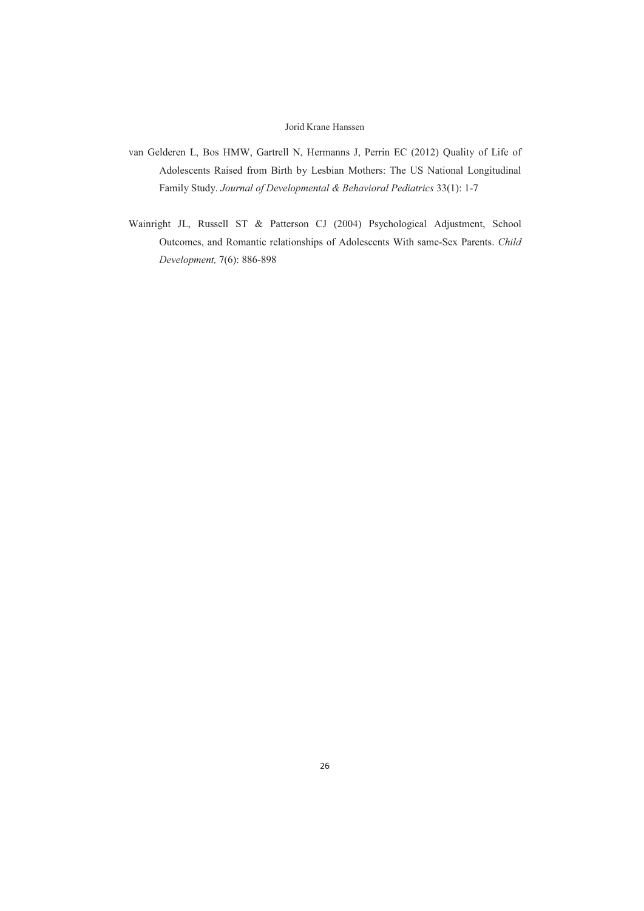van Gelderen L, Bos HMW, Gartrell N, Hermanns J, Perrin EC (2012) Quality of Life of Adolescents Raised from Birth by Lesbian Mothers: The US National Longitudinal Family Study. *Journal of Developmental & Behavioral Pediatrics* 33(1): 1-7

Wainright JL, Russell ST & Patterson CJ (2004) Psychological Adjustment, School Outcomes, and Romantic relationships of Adolescents With same-Sex Parents. *Child Development,* 7(6): 886-898